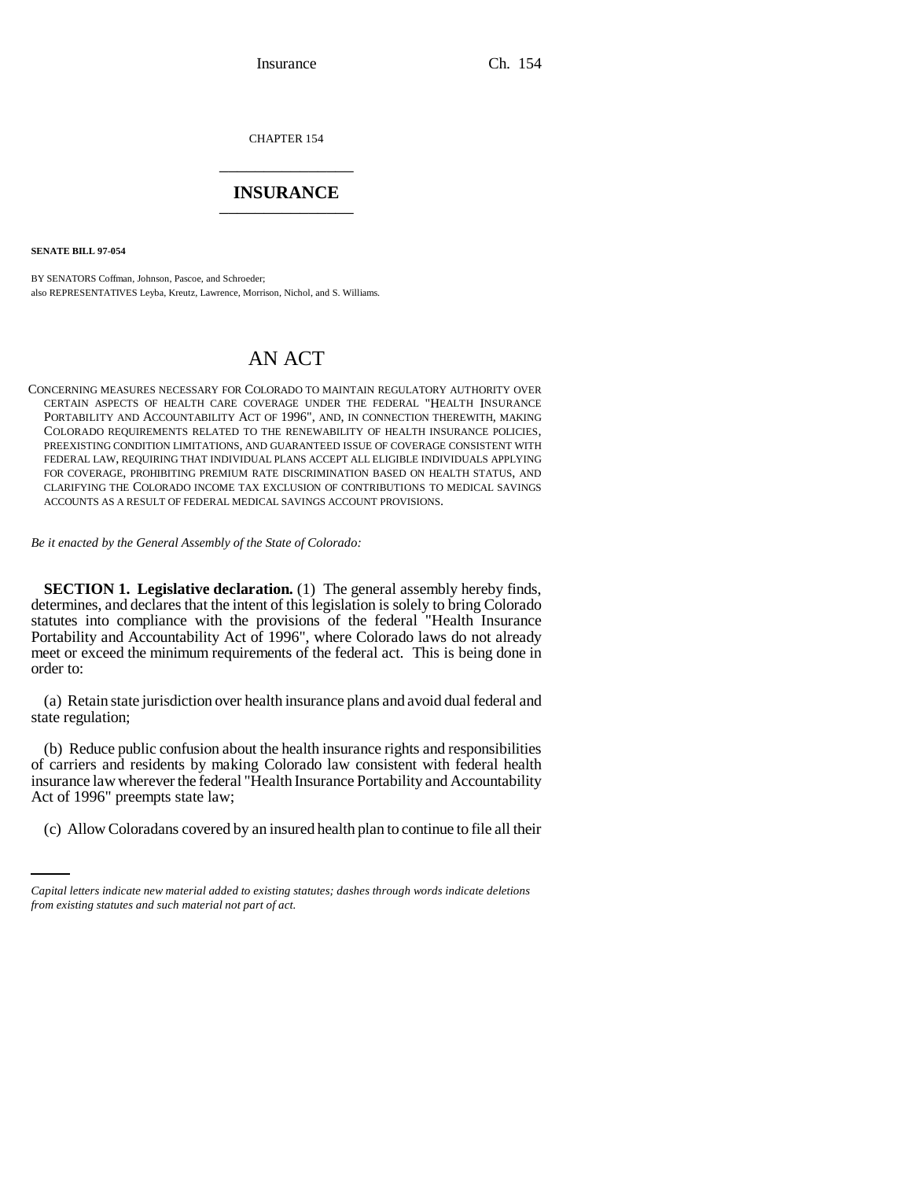CHAPTER 154

## INSURANCE

**SENATE BILL 97-054**

BY SENATORS Coffman, Johnson, Pascoe, and Schroeder;
also REPRESENTATIVES Leyba, Kreutz, Lawrence, Morrison, Nichol, and S. Williams.

# AN ACT

CONCERNING MEASURES NECESSARY FOR COLORADO TO MAINTAIN REGULATORY AUTHORITY OVER CERTAIN ASPECTS OF HEALTH CARE COVERAGE UNDER THE FEDERAL "HEALTH INSURANCE PORTABILITY AND ACCOUNTABILITY ACT OF 1996", AND, IN CONNECTION THEREWITH, MAKING COLORADO REQUIREMENTS RELATED TO THE RENEWABILITY OF HEALTH INSURANCE POLICIES, PREEXISTING CONDITION LIMITATIONS, AND GUARANTEED ISSUE OF COVERAGE CONSISTENT WITH FEDERAL LAW, REQUIRING THAT INDIVIDUAL PLANS ACCEPT ALL ELIGIBLE INDIVIDUALS APPLYING FOR COVERAGE, PROHIBITING PREMIUM RATE DISCRIMINATION BASED ON HEALTH STATUS, AND CLARIFYING THE COLORADO INCOME TAX EXCLUSION OF CONTRIBUTIONS TO MEDICAL SAVINGS ACCOUNTS AS A RESULT OF FEDERAL MEDICAL SAVINGS ACCOUNT PROVISIONS.

*Be it enacted by the General Assembly of the State of Colorado:*

**SECTION 1. Legislative declaration.** (1) The general assembly hereby finds, determines, and declares that the intent of this legislation is solely to bring Colorado statutes into compliance with the provisions of the federal "Health Insurance Portability and Accountability Act of 1996", where Colorado laws do not already meet or exceed the minimum requirements of the federal act. This is being done in order to:

(a) Retain state jurisdiction over health insurance plans and avoid dual federal and state regulation;

(b) Reduce public confusion about the health insurance rights and responsibilities of carriers and residents by making Colorado law consistent with federal health insurance law wherever the federal "Health Insurance Portability and Accountability Act of 1996" preempts state law;

(c) Allow Coloradans covered by an insured health plan to continue to file all their

*Capital letters indicate new material added to existing statutes; dashes through words indicate deletions from existing statutes and such material not part of act.*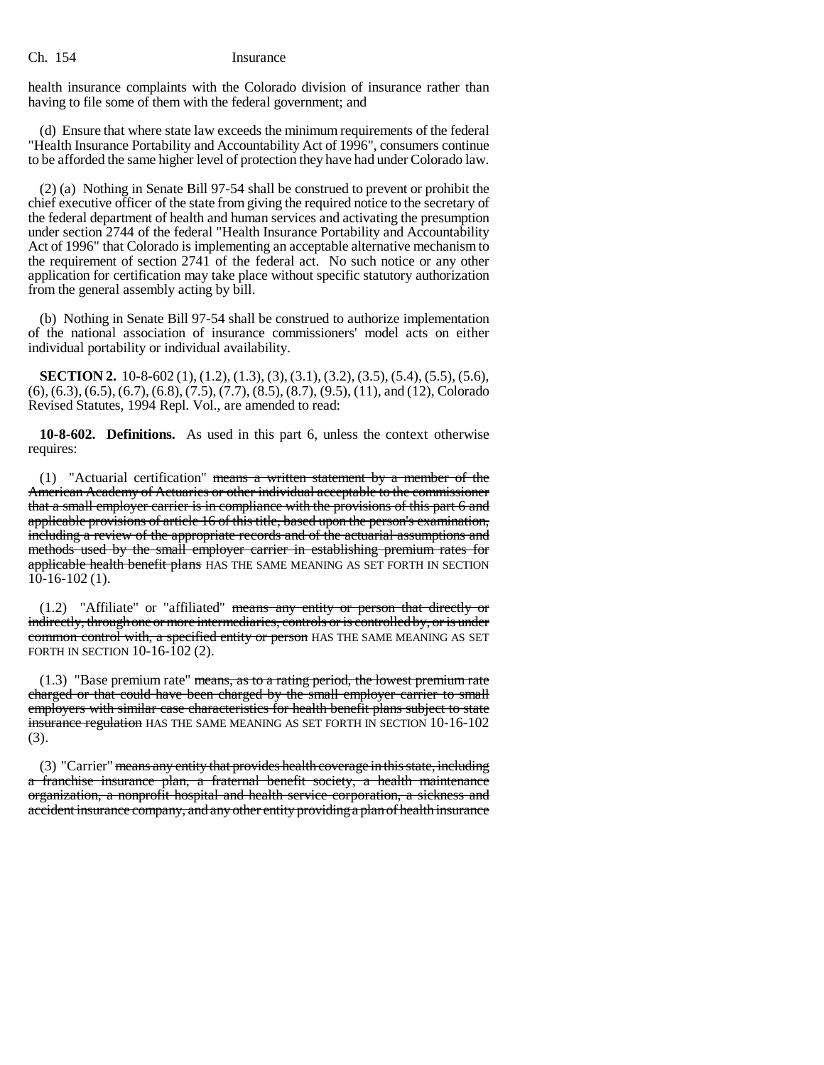health insurance complaints with the Colorado division of insurance rather than having to file some of them with the federal government; and

(d) Ensure that where state law exceeds the minimum requirements of the federal "Health Insurance Portability and Accountability Act of 1996", consumers continue to be afforded the same higher level of protection they have had under Colorado law.

(2) (a) Nothing in Senate Bill 97-54 shall be construed to prevent or prohibit the chief executive officer of the state from giving the required notice to the secretary of the federal department of health and human services and activating the presumption under section 2744 of the federal "Health Insurance Portability and Accountability Act of 1996" that Colorado is implementing an acceptable alternative mechanism to the requirement of section 2741 of the federal act. No such notice or any other application for certification may take place without specific statutory authorization from the general assembly acting by bill.

(b) Nothing in Senate Bill 97-54 shall be construed to authorize implementation of the national association of insurance commissioners' model acts on either individual portability or individual availability.

**SECTION 2.** 10-8-602 (1), (1.2), (1.3), (3), (3.1), (3.2), (3.5), (5.4), (5.5), (5.6), (6), (6.3), (6.5), (6.7), (6.8), (7.5), (7.7), (8.5), (8.7), (9.5), (11), and (12), Colorado Revised Statutes, 1994 Repl. Vol., are amended to read:

**10-8-602. Definitions.** As used in this part 6, unless the context otherwise requires:

(1) "Actuarial certification" ~~means a written statement by a member of the American Academy of Actuaries or other individual acceptable to the commissioner that a small employer carrier is in compliance with the provisions of this part 6 and applicable provisions of article 16 of this title, based upon the person's examination, including a review of the appropriate records and of the actuarial assumptions and methods used by the small employer carrier in establishing premium rates for applicable health benefit plans~~ HAS THE SAME MEANING AS SET FORTH IN SECTION 10-16-102 (1).

(1.2) "Affiliate" or "affiliated" ~~means any entity or person that directly or indirectly, through one or more intermediaries, controls or is controlled by, or is under common control with, a specified entity or person~~ HAS THE SAME MEANING AS SET FORTH IN SECTION 10-16-102 (2).

(1.3) "Base premium rate" ~~means, as to a rating period, the lowest premium rate charged or that could have been charged by the small employer carrier to small employers with similar case characteristics for health benefit plans subject to state insurance regulation~~ HAS THE SAME MEANING AS SET FORTH IN SECTION 10-16-102 (3).

(3) "Carrier" ~~means any entity that provides health coverage in this state, including a franchise insurance plan, a fraternal benefit society, a health maintenance organization, a nonprofit hospital and health service corporation, a sickness and accident insurance company, and any other entity providing a plan of health insurance~~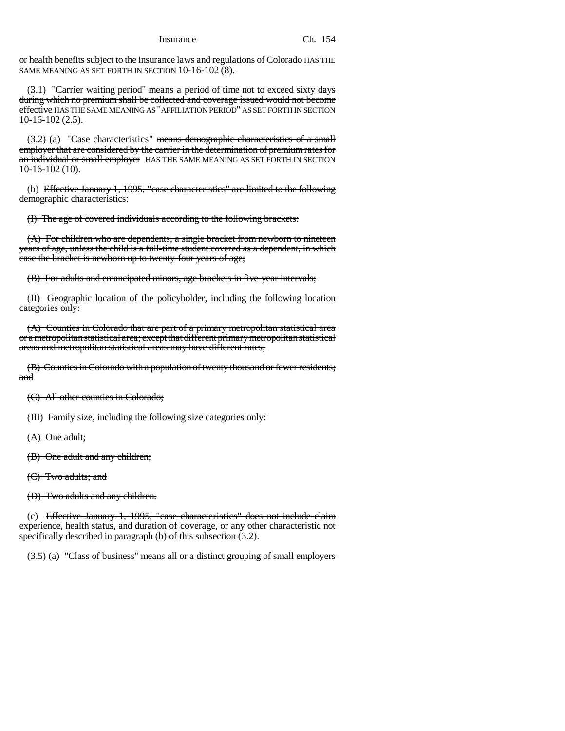~~or health benefits subject to the insurance laws and regulations of Colorado~~ HAS THE SAME MEANING AS SET FORTH IN SECTION 10-16-102 (8).

(3.1) "Carrier waiting period" ~~means a period of time not to exceed sixty days during which no premium shall be collected and coverage issued would not become effective~~ HAS THE SAME MEANING AS "AFFILIATION PERIOD" AS SET FORTH IN SECTION 10-16-102 (2.5).

(3.2) (a) "Case characteristics" ~~means demographic characteristics of a small employer that are considered by the carrier in the determination of premium rates for an individual or small employer~~ HAS THE SAME MEANING AS SET FORTH IN SECTION 10-16-102 (10).

(b) ~~Effective January 1, 1995, "case characteristics" are limited to the following demographic characteristics:~~

~~(I) The age of covered individuals according to the following brackets:~~

~~(A) For children who are dependents, a single bracket from newborn to nineteen years of age, unless the child is a full-time student covered as a dependent, in which case the bracket is newborn up to twenty-four years of age;~~

~~(B) For adults and emancipated minors, age brackets in five-year intervals;~~

~~(II) Geographic location of the policyholder, including the following location categories only:~~

~~(A) Counties in Colorado that are part of a primary metropolitan statistical area or a metropolitan statistical area; except that different primary metropolitan statistical areas and metropolitan statistical areas may have different rates;~~

~~(B) Counties in Colorado with a population of twenty thousand or fewer residents; and~~

~~(C) All other counties in Colorado;~~

~~(III) Family size, including the following size categories only:~~

~~(A) One adult;~~

~~(B) One adult and any children;~~

~~(C) Two adults; and~~

~~(D) Two adults and any children.~~

(c) ~~Effective January 1, 1995, "case characteristics" does not include claim experience, health status, and duration of coverage, or any other characteristic not specifically described in paragraph (b) of this subsection (3.2).~~

(3.5) (a) "Class of business" ~~means all or a distinct grouping of small employers~~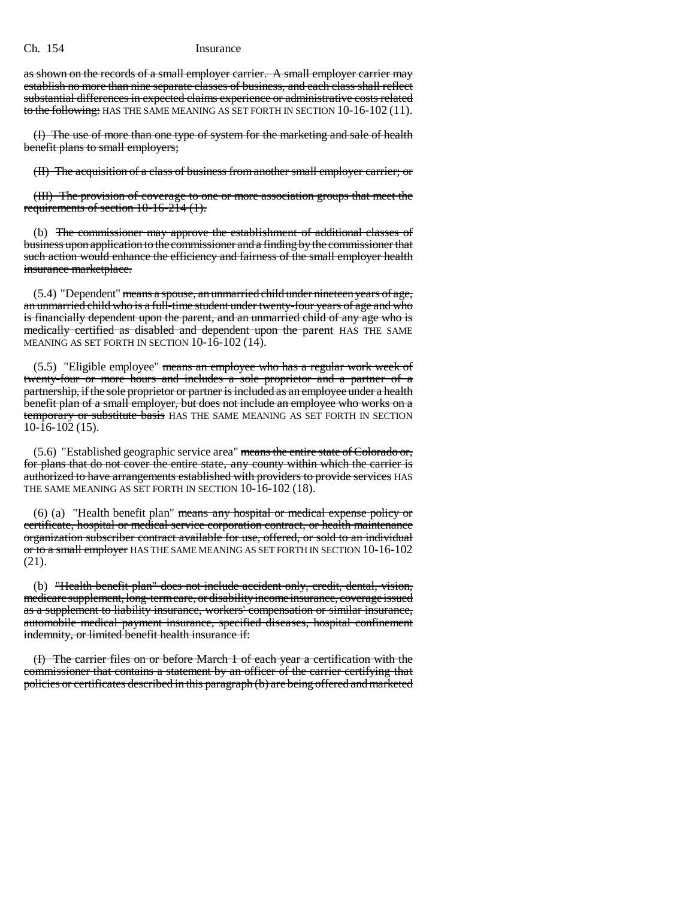as shown on the records of a small employer carrier. A small employer carrier may establish no more than nine separate classes of business, and each class shall reflect substantial differences in expected claims experience or administrative costs related to the following: HAS THE SAME MEANING AS SET FORTH IN SECTION 10-16-102 (11).

(I) The use of more than one type of system for the marketing and sale of health benefit plans to small employers;

(II) The acquisition of a class of business from another small employer carrier; or

(III) The provision of coverage to one or more association groups that meet the requirements of section 10-16-214 (1).

(b) The commissioner may approve the establishment of additional classes of business upon application to the commissioner and a finding by the commissioner that such action would enhance the efficiency and fairness of the small employer health insurance marketplace.

(5.4) "Dependent" means a spouse, an unmarried child under nineteen years of age, an unmarried child who is a full-time student under twenty-four years of age and who is financially dependent upon the parent, and an unmarried child of any age who is medically certified as disabled and dependent upon the parent HAS THE SAME MEANING AS SET FORTH IN SECTION 10-16-102 (14).

(5.5) "Eligible employee" means an employee who has a regular work week of twenty-four or more hours and includes a sole proprietor and a partner of a partnership, if the sole proprietor or partner is included as an employee under a health benefit plan of a small employer, but does not include an employee who works on a temporary or substitute basis HAS THE SAME MEANING AS SET FORTH IN SECTION 10-16-102 (15).

(5.6) "Established geographic service area" means the entire state of Colorado or, for plans that do not cover the entire state, any county within which the carrier is authorized to have arrangements established with providers to provide services HAS THE SAME MEANING AS SET FORTH IN SECTION 10-16-102 (18).

(6) (a) "Health benefit plan" means any hospital or medical expense policy or certificate, hospital or medical service corporation contract, or health maintenance organization subscriber contract available for use, offered, or sold to an individual or to a small employer HAS THE SAME MEANING AS SET FORTH IN SECTION 10-16-102 (21).

(b) "Health benefit plan" does not include accident only, credit, dental, vision, medicare supplement, long-term care, or disability income insurance, coverage issued as a supplement to liability insurance, workers' compensation or similar insurance, automobile medical-payment insurance, specified diseases, hospital confinement indemnity, or limited benefit health insurance if:

(I) The carrier files on or before March 1 of each year a certification with the commissioner that contains a statement by an officer of the carrier certifying that policies or certificates described in this paragraph (b) are being offered and marketed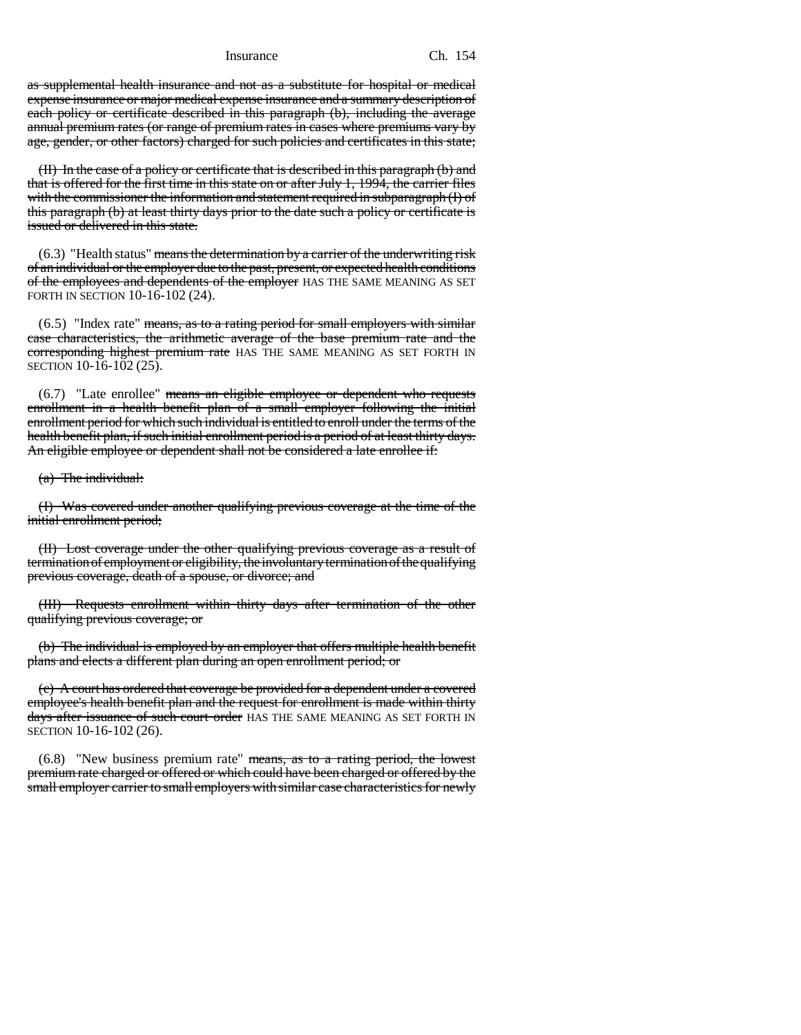as supplemental health insurance and not as a substitute for hospital or medical expense insurance or major medical expense insurance and a summary description of each policy or certificate described in this paragraph (b), including the average annual premium rates (or range of premium rates in cases where premiums vary by age, gender, or other factors) charged for such policies and certificates in this state;

(II) In the case of a policy or certificate that is described in this paragraph (b) and that is offered for the first time in this state on or after July 1, 1994, the carrier files with the commissioner the information and statement required in subparagraph (I) of this paragraph (b) at least thirty days prior to the date such a policy or certificate is issued or delivered in this state.

(6.3) "Health status" means the determination by a carrier of the underwriting risk of an individual or the employer due to the past, present, or expected health conditions of the employees and dependents of the employer HAS THE SAME MEANING AS SET FORTH IN SECTION 10-16-102 (24).

(6.5) "Index rate" means, as to a rating period for small employers with similar case characteristics, the arithmetic average of the base premium rate and the corresponding highest premium rate HAS THE SAME MEANING AS SET FORTH IN SECTION 10-16-102 (25).

(6.7) "Late enrollee" means an eligible employee or dependent who requests enrollment in a health benefit plan of a small employer following the initial enrollment period for which such individual is entitled to enroll under the terms of the health benefit plan, if such initial enrollment period is a period of at least thirty days. An eligible employee or dependent shall not be considered a late enrollee if:

(a) The individual:

(I) Was covered under another qualifying previous coverage at the time of the initial enrollment period;

(II) Lost coverage under the other qualifying previous coverage as a result of termination of employment or eligibility, the involuntary termination of the qualifying previous coverage, death of a spouse, or divorce; and

(III) Requests enrollment within thirty days after termination of the other qualifying previous coverage; or

(b) The individual is employed by an employer that offers multiple health benefit plans and elects a different plan during an open enrollment period; or

(c) A court has ordered that coverage be provided for a dependent under a covered employee's health benefit plan and the request for enrollment is made within thirty days after issuance of such court order HAS THE SAME MEANING AS SET FORTH IN SECTION 10-16-102 (26).

(6.8) "New business premium rate" means, as to a rating period, the lowest premium rate charged or offered or which could have been charged or offered by the small employer carrier to small employers with similar case characteristics for newly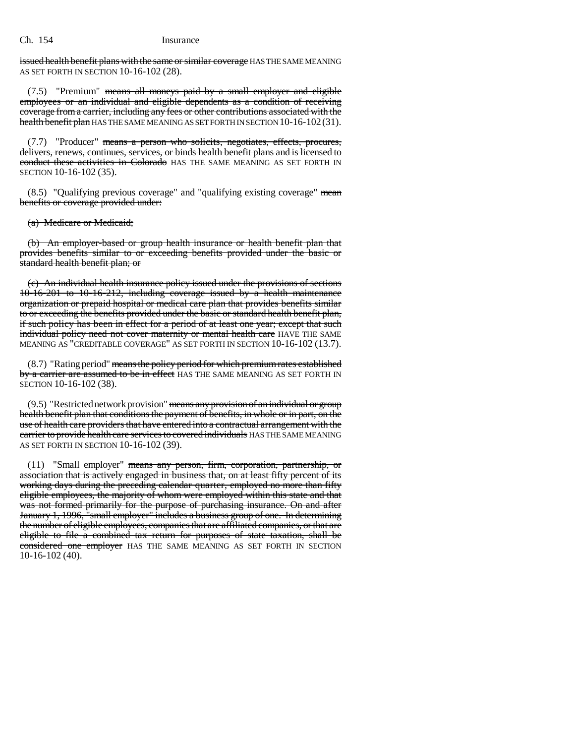issued health benefit plans with the same or similar coverage HAS THE SAME MEANING AS SET FORTH IN SECTION 10-16-102 (28).

(7.5) "Premium" means all moneys paid by a small employer and eligible employees or an individual and eligible dependents as a condition of receiving coverage from a carrier, including any fees or other contributions associated with the health benefit plan HAS THE SAME MEANING AS SET FORTH IN SECTION 10-16-102 (31).

(7.7) "Producer" means a person who solicits, negotiates, effects, procures, delivers, renews, continues, services, or binds health benefit plans and is licensed to conduct these activities in Colorado HAS THE SAME MEANING AS SET FORTH IN SECTION 10-16-102 (35).

(8.5) "Qualifying previous coverage" and "qualifying existing coverage" mean benefits or coverage provided under:

(a) Medicare or Medicaid;

(b) An employer-based or group health insurance or health benefit plan that provides benefits similar to or exceeding benefits provided under the basic or standard health benefit plan; or

(c) An individual health insurance policy issued under the provisions of sections 10-16-201 to 10-16-212, including coverage issued by a health maintenance organization or prepaid hospital or medical care plan that provides benefits similar to or exceeding the benefits provided under the basic or standard health benefit plan, if such policy has been in effect for a period of at least one year; except that such individual policy need not cover maternity or mental health care HAVE THE SAME MEANING AS "CREDITABLE COVERAGE" AS SET FORTH IN SECTION 10-16-102 (13.7).

(8.7) "Rating period" means the policy period for which premium rates established by a carrier are assumed to be in effect HAS THE SAME MEANING AS SET FORTH IN SECTION 10-16-102 (38).

(9.5) "Restricted network provision" means any provision of an individual or group health benefit plan that conditions the payment of benefits, in whole or in part, on the use of health care providers that have entered into a contractual arrangement with the carrier to provide health care services to covered individuals HAS THE SAME MEANING AS SET FORTH IN SECTION 10-16-102 (39).

(11) "Small employer" means any person, firm, corporation, partnership, or association that is actively engaged in business that, on at least fifty percent of its working days during the preceding calendar quarter, employed no more than fifty eligible employees, the majority of whom were employed within this state and that was not formed primarily for the purpose of purchasing insurance. On and after January 1, 1996, "small employer" includes a business group of one. In determining the number of eligible employees, companies that are affiliated companies, or that are eligible to file a combined tax return for purposes of state taxation, shall be considered one employer HAS THE SAME MEANING AS SET FORTH IN SECTION 10-16-102 (40).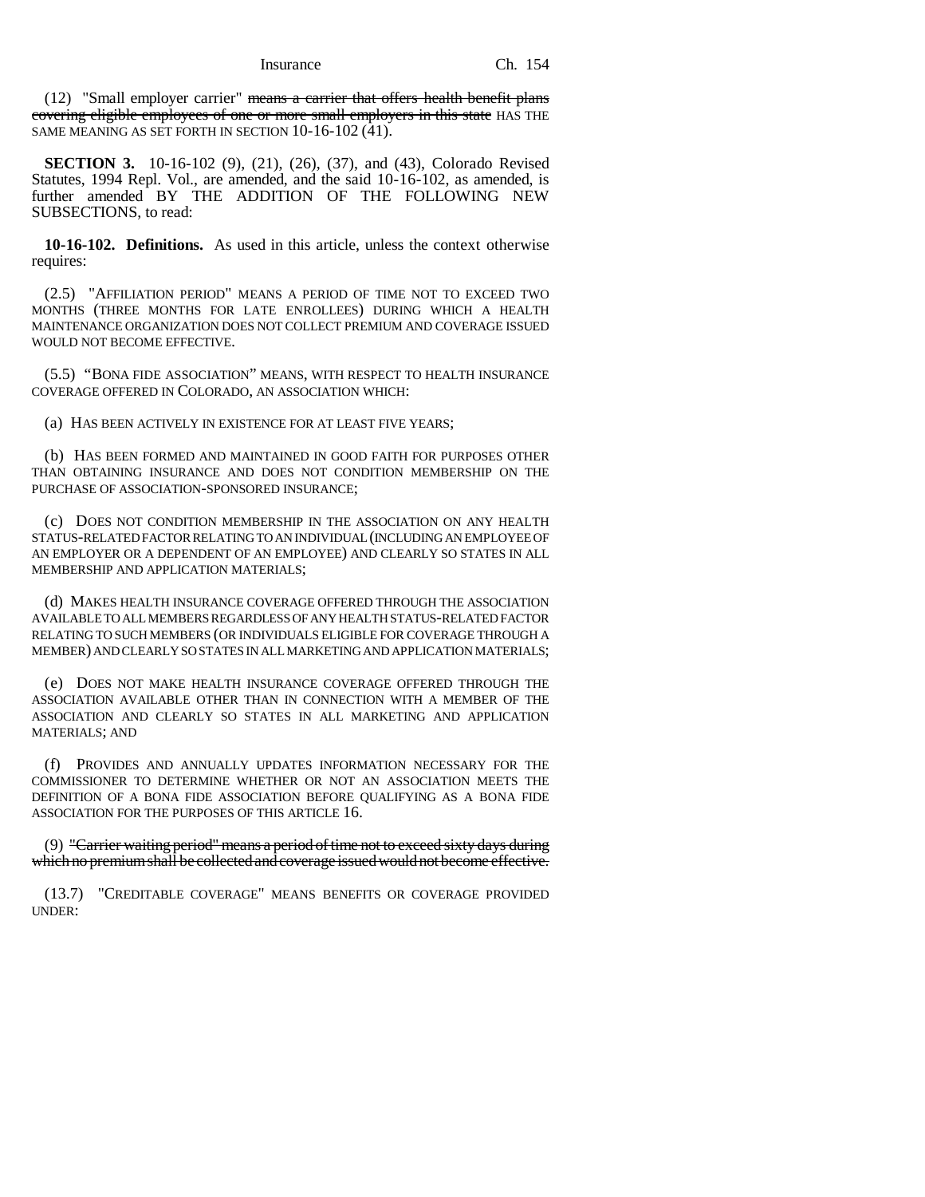(12) "Small employer carrier" ~~means a carrier that offers health benefit plans covering eligible employees of one or more small employers in this state~~ HAS THE SAME MEANING AS SET FORTH IN SECTION 10-16-102 (41).

**SECTION 3.** 10-16-102 (9), (21), (26), (37), and (43), Colorado Revised Statutes, 1994 Repl. Vol., are amended, and the said 10-16-102, as amended, is further amended BY THE ADDITION OF THE FOLLOWING NEW SUBSECTIONS, to read:

**10-16-102. Definitions.** As used in this article, unless the context otherwise requires:

(2.5) "AFFILIATION PERIOD" MEANS A PERIOD OF TIME NOT TO EXCEED TWO MONTHS (THREE MONTHS FOR LATE ENROLLEES) DURING WHICH A HEALTH MAINTENANCE ORGANIZATION DOES NOT COLLECT PREMIUM AND COVERAGE ISSUED WOULD NOT BECOME EFFECTIVE.

(5.5) "BONA FIDE ASSOCIATION" MEANS, WITH RESPECT TO HEALTH INSURANCE COVERAGE OFFERED IN COLORADO, AN ASSOCIATION WHICH:

(a) HAS BEEN ACTIVELY IN EXISTENCE FOR AT LEAST FIVE YEARS;

(b) HAS BEEN FORMED AND MAINTAINED IN GOOD FAITH FOR PURPOSES OTHER THAN OBTAINING INSURANCE AND DOES NOT CONDITION MEMBERSHIP ON THE PURCHASE OF ASSOCIATION-SPONSORED INSURANCE;

(c) DOES NOT CONDITION MEMBERSHIP IN THE ASSOCIATION ON ANY HEALTH STATUS-RELATED FACTOR RELATING TO AN INDIVIDUAL (INCLUDING AN EMPLOYEE OF AN EMPLOYER OR A DEPENDENT OF AN EMPLOYEE) AND CLEARLY SO STATES IN ALL MEMBERSHIP AND APPLICATION MATERIALS;

(d) MAKES HEALTH INSURANCE COVERAGE OFFERED THROUGH THE ASSOCIATION AVAILABLE TO ALL MEMBERS REGARDLESS OF ANY HEALTH STATUS-RELATED FACTOR RELATING TO SUCH MEMBERS (OR INDIVIDUALS ELIGIBLE FOR COVERAGE THROUGH A MEMBER) AND CLEARLY SO STATES IN ALL MARKETING AND APPLICATION MATERIALS;

(e) DOES NOT MAKE HEALTH INSURANCE COVERAGE OFFERED THROUGH THE ASSOCIATION AVAILABLE OTHER THAN IN CONNECTION WITH A MEMBER OF THE ASSOCIATION AND CLEARLY SO STATES IN ALL MARKETING AND APPLICATION MATERIALS; AND

(f) PROVIDES AND ANNUALLY UPDATES INFORMATION NECESSARY FOR THE COMMISSIONER TO DETERMINE WHETHER OR NOT AN ASSOCIATION MEETS THE DEFINITION OF A BONA FIDE ASSOCIATION BEFORE QUALIFYING AS A BONA FIDE ASSOCIATION FOR THE PURPOSES OF THIS ARTICLE 16.

(9) ~~"Carrier waiting period" means a period of time not to exceed sixty days during which no premium shall be collected and coverage issued would not become effective.~~

(13.7) "CREDITABLE COVERAGE" MEANS BENEFITS OR COVERAGE PROVIDED UNDER: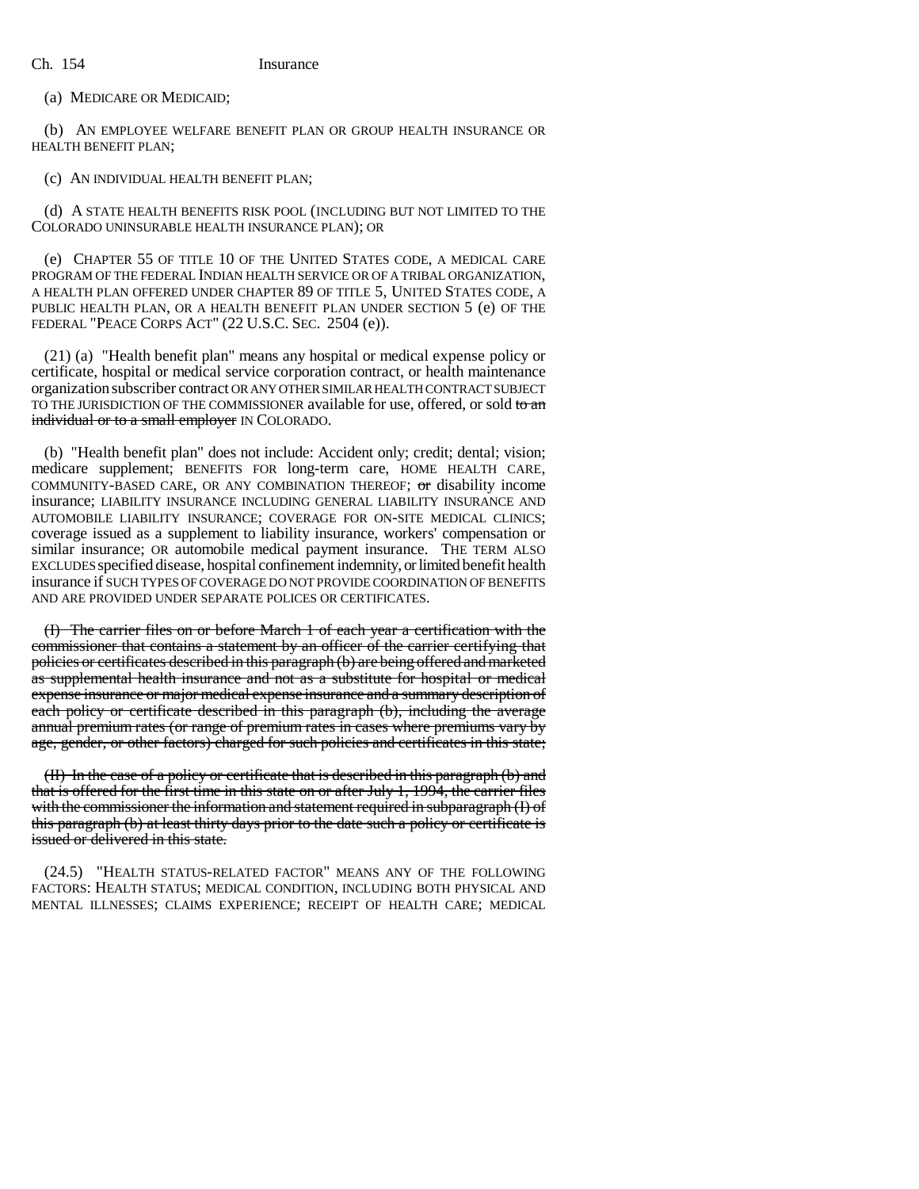(a) MEDICARE OR MEDICAID;

(b) AN EMPLOYEE WELFARE BENEFIT PLAN OR GROUP HEALTH INSURANCE OR HEALTH BENEFIT PLAN;

(c) AN INDIVIDUAL HEALTH BENEFIT PLAN;

(d) A STATE HEALTH BENEFITS RISK POOL (INCLUDING BUT NOT LIMITED TO THE COLORADO UNINSURABLE HEALTH INSURANCE PLAN); OR

(e) CHAPTER 55 OF TITLE 10 OF THE UNITED STATES CODE, A MEDICAL CARE PROGRAM OF THE FEDERAL INDIAN HEALTH SERVICE OR OF A TRIBAL ORGANIZATION, A HEALTH PLAN OFFERED UNDER CHAPTER 89 OF TITLE 5, UNITED STATES CODE, A PUBLIC HEALTH PLAN, OR A HEALTH BENEFIT PLAN UNDER SECTION 5 (e) OF THE FEDERAL "PEACE CORPS ACT" (22 U.S.C. SEC. 2504 (e)).

(21) (a) "Health benefit plan" means any hospital or medical expense policy or certificate, hospital or medical service corporation contract, or health maintenance organization subscriber contract OR ANY OTHER SIMILAR HEALTH CONTRACT SUBJECT TO THE JURISDICTION OF THE COMMISSIONER available for use, offered, or sold ~~to an individual or to a small employer~~ IN COLORADO.

(b) "Health benefit plan" does not include: Accident only; credit; dental; vision; medicare supplement; BENEFITS FOR long-term care, HOME HEALTH CARE, COMMUNITY-BASED CARE, OR ANY COMBINATION THEREOF; ~~or~~ disability income insurance; LIABILITY INSURANCE INCLUDING GENERAL LIABILITY INSURANCE AND AUTOMOBILE LIABILITY INSURANCE; COVERAGE FOR ON-SITE MEDICAL CLINICS; coverage issued as a supplement to liability insurance, workers' compensation or similar insurance; OR automobile medical payment insurance. THE TERM ALSO EXCLUDES specified disease, hospital confinement indemnity, or limited benefit health insurance if SUCH TYPES OF COVERAGE DO NOT PROVIDE COORDINATION OF BENEFITS AND ARE PROVIDED UNDER SEPARATE POLICES OR CERTIFICATES.

~~(I) The carrier files on or before March 1 of each year a certification with the commissioner that contains a statement by an officer of the carrier certifying that policies or certificates described in this paragraph (b) are being offered and marketed as supplemental health insurance and not as a substitute for hospital or medical expense insurance or major medical expense insurance and a summary description of each policy or certificate described in this paragraph (b), including the average annual premium rates (or range of premium rates in cases where premiums vary by age, gender, or other factors) charged for such policies and certificates in this state;~~

~~(II) In the case of a policy or certificate that is described in this paragraph (b) and that is offered for the first time in this state on or after July 1, 1994, the carrier files with the commissioner the information and statement required in subparagraph (I) of this paragraph (b) at least thirty days prior to the date such a policy or certificate is issued or delivered in this state.~~

(24.5) "HEALTH STATUS-RELATED FACTOR" MEANS ANY OF THE FOLLOWING FACTORS: HEALTH STATUS; MEDICAL CONDITION, INCLUDING BOTH PHYSICAL AND MENTAL ILLNESSES; CLAIMS EXPERIENCE; RECEIPT OF HEALTH CARE; MEDICAL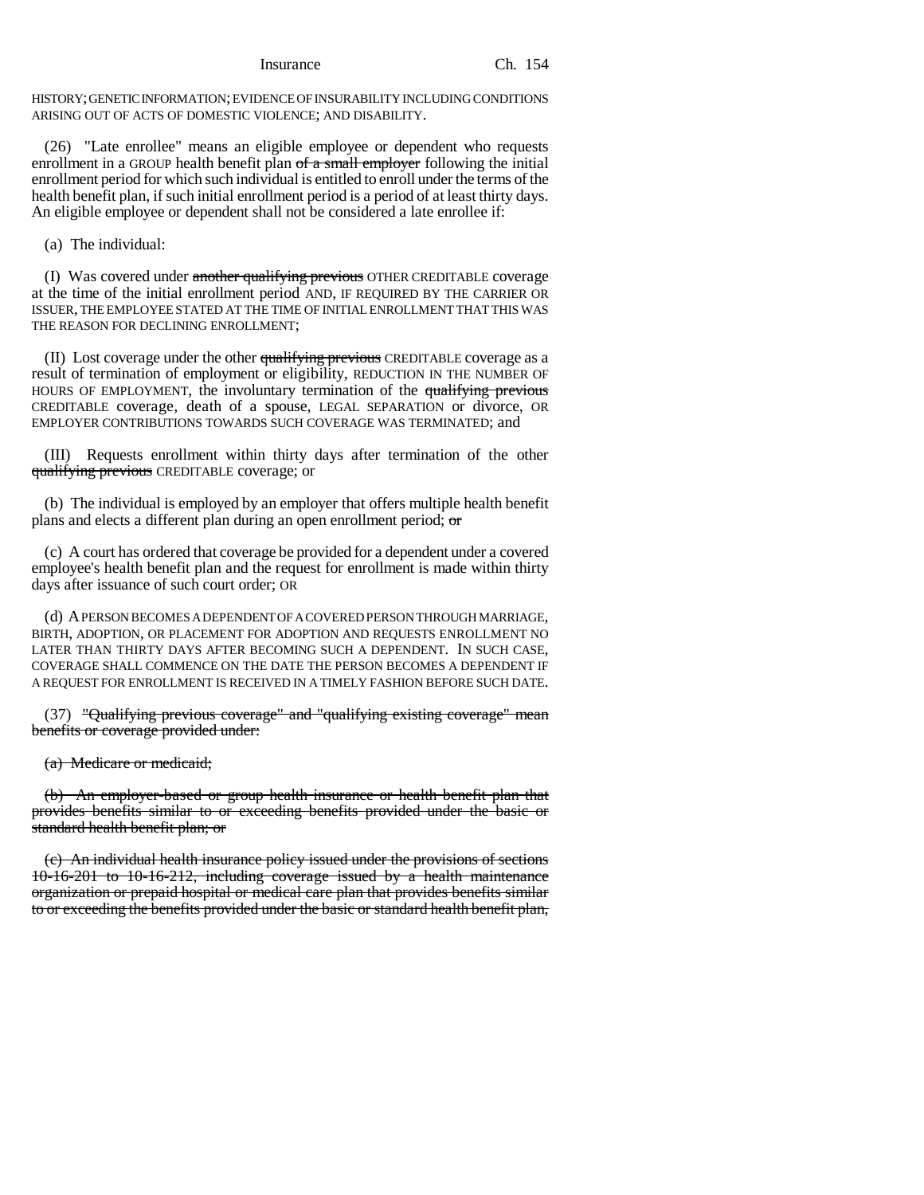HISTORY; GENETIC INFORMATION; EVIDENCE OF INSURABILITY INCLUDING CONDITIONS ARISING OUT OF ACTS OF DOMESTIC VIOLENCE; AND DISABILITY.

(26) "Late enrollee" means an eligible employee or dependent who requests enrollment in a GROUP health benefit plan ~~of a small employer~~ following the initial enrollment period for which such individual is entitled to enroll under the terms of the health benefit plan, if such initial enrollment period is a period of at least thirty days. An eligible employee or dependent shall not be considered a late enrollee if:

(a) The individual:

(I) Was covered under ~~another qualifying previous~~ OTHER CREDITABLE coverage at the time of the initial enrollment period AND, IF REQUIRED BY THE CARRIER OR ISSUER, THE EMPLOYEE STATED AT THE TIME OF INITIAL ENROLLMENT THAT THIS WAS THE REASON FOR DECLINING ENROLLMENT;

(II) Lost coverage under the other ~~qualifying previous~~ CREDITABLE coverage as a result of termination of employment or eligibility, REDUCTION IN THE NUMBER OF HOURS OF EMPLOYMENT, the involuntary termination of the ~~qualifying previous~~ CREDITABLE coverage, death of a spouse, LEGAL SEPARATION or divorce, OR EMPLOYER CONTRIBUTIONS TOWARDS SUCH COVERAGE WAS TERMINATED; and

(III) Requests enrollment within thirty days after termination of the other ~~qualifying previous~~ CREDITABLE coverage; or

(b) The individual is employed by an employer that offers multiple health benefit plans and elects a different plan during an open enrollment period; ~~or~~

(c) A court has ordered that coverage be provided for a dependent under a covered employee's health benefit plan and the request for enrollment is made within thirty days after issuance of such court order; OR

(d) A PERSON BECOMES A DEPENDENT OF A COVERED PERSON THROUGH MARRIAGE, BIRTH, ADOPTION, OR PLACEMENT FOR ADOPTION AND REQUESTS ENROLLMENT NO LATER THAN THIRTY DAYS AFTER BECOMING SUCH A DEPENDENT. IN SUCH CASE, COVERAGE SHALL COMMENCE ON THE DATE THE PERSON BECOMES A DEPENDENT IF A REQUEST FOR ENROLLMENT IS RECEIVED IN A TIMELY FASHION BEFORE SUCH DATE.

(37) ~~"Qualifying previous coverage" and "qualifying existing coverage" mean benefits or coverage provided under:~~

~~(a) Medicare or medicaid;~~

~~(b) An employer-based or group health insurance or health benefit plan that provides benefits similar to or exceeding benefits provided under the basic or standard health benefit plan; or~~

~~(c) An individual health insurance policy issued under the provisions of sections 10-16-201 to 10-16-212, including coverage issued by a health maintenance organization or prepaid hospital or medical care plan that provides benefits similar to or exceeding the benefits provided under the basic or standard health benefit plan,~~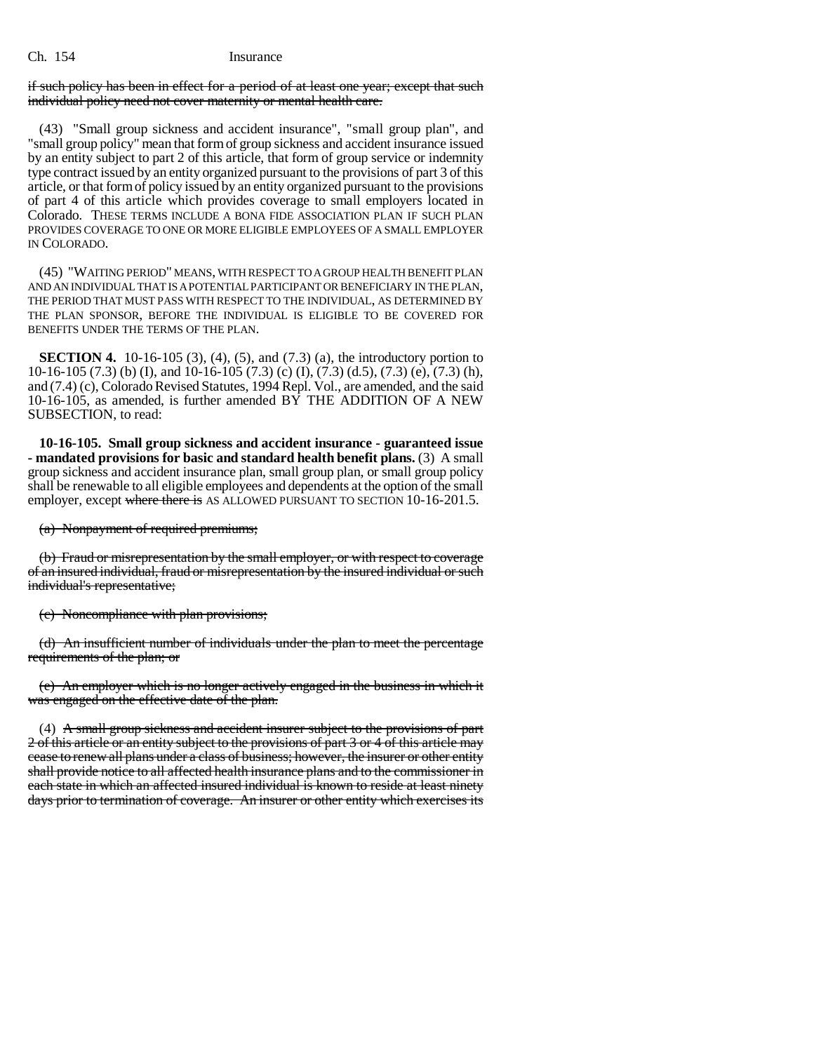~~if such policy has been in effect for a period of at least one year; except that such individual policy need not cover maternity or mental health care.~~

(43) "Small group sickness and accident insurance", "small group plan", and "small group policy" mean that form of group sickness and accident insurance issued by an entity subject to part 2 of this article, that form of group service or indemnity type contract issued by an entity organized pursuant to the provisions of part 3 of this article, or that form of policy issued by an entity organized pursuant to the provisions of part 4 of this article which provides coverage to small employers located in Colorado. THESE TERMS INCLUDE A BONA FIDE ASSOCIATION PLAN IF SUCH PLAN PROVIDES COVERAGE TO ONE OR MORE ELIGIBLE EMPLOYEES OF A SMALL EMPLOYER IN COLORADO.

(45) "WAITING PERIOD" MEANS, WITH RESPECT TO A GROUP HEALTH BENEFIT PLAN AND AN INDIVIDUAL THAT IS A POTENTIAL PARTICIPANT OR BENEFICIARY IN THE PLAN, THE PERIOD THAT MUST PASS WITH RESPECT TO THE INDIVIDUAL, AS DETERMINED BY THE PLAN SPONSOR, BEFORE THE INDIVIDUAL IS ELIGIBLE TO BE COVERED FOR BENEFITS UNDER THE TERMS OF THE PLAN.

**SECTION 4.** 10-16-105 (3), (4), (5), and (7.3) (a), the introductory portion to 10-16-105 (7.3) (b) (I), and 10-16-105 (7.3) (c) (I), (7.3) (d.5), (7.3) (e), (7.3) (h), and (7.4) (c), Colorado Revised Statutes, 1994 Repl. Vol., are amended, and the said 10-16-105, as amended, is further amended BY THE ADDITION OF A NEW SUBSECTION, to read:

**10-16-105. Small group sickness and accident insurance - guaranteed issue - mandated provisions for basic and standard health benefit plans.** (3) A small group sickness and accident insurance plan, small group plan, or small group policy shall be renewable to all eligible employees and dependents at the option of the small employer, except ~~where there is~~ AS ALLOWED PURSUANT TO SECTION 10-16-201.5.

~~(a) Nonpayment of required premiums;~~

~~(b) Fraud or misrepresentation by the small employer, or with respect to coverage of an insured individual, fraud or misrepresentation by the insured individual or such individual's representative;~~

~~(c) Noncompliance with plan provisions;~~

~~(d) An insufficient number of individuals under the plan to meet the percentage requirements of the plan; or~~

~~(e) An employer which is no longer actively engaged in the business in which it was engaged on the effective date of the plan.~~

(4) ~~A small group sickness and accident insurer subject to the provisions of part 2 of this article or an entity subject to the provisions of part 3 or 4 of this article may cease to renew all plans under a class of business; however, the insurer or other entity shall provide notice to all affected health insurance plans and to the commissioner in each state in which an affected insured individual is known to reside at least ninety days prior to termination of coverage. An insurer or other entity which exercises its~~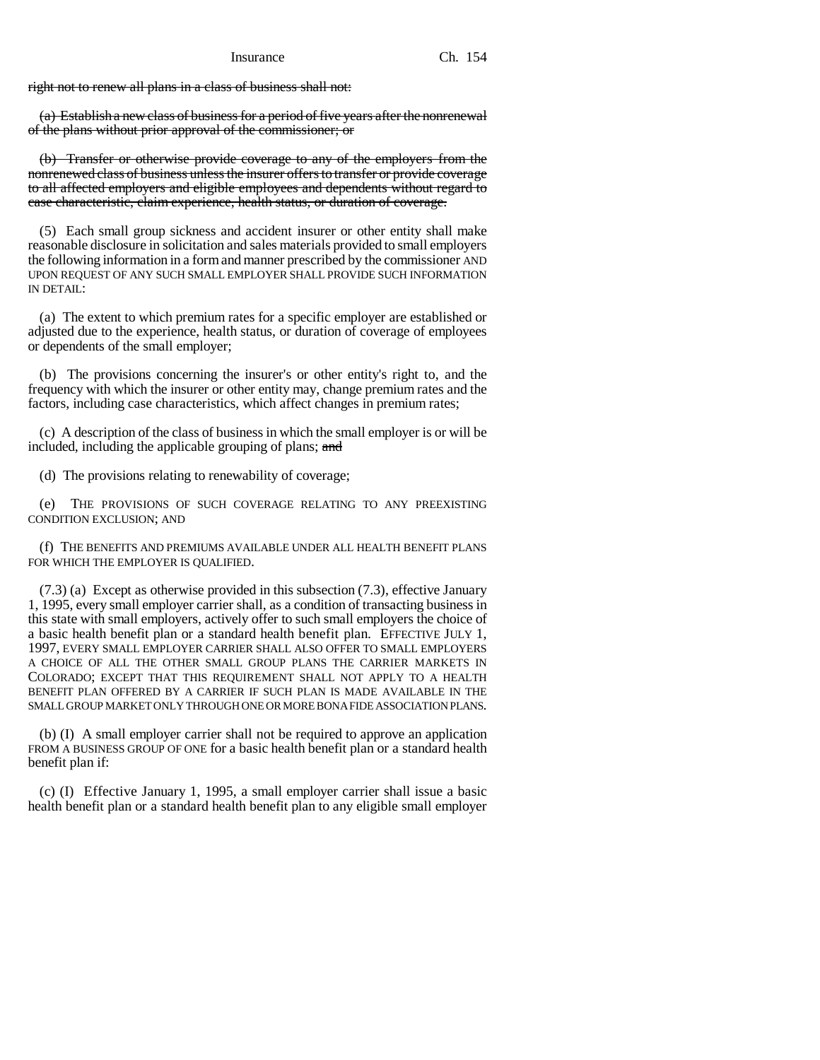~~right not to renew all plans in a class of business shall not:~~

~~(a) Establish a new class of business for a period of five years after the nonrenewal of the plans without prior approval of the commissioner; or~~

~~(b) Transfer or otherwise provide coverage to any of the employers from the nonrenewed class of business unless the insurer offers to transfer or provide coverage to all affected employers and eligible employees and dependents without regard to case characteristic, claim experience, health status, or duration of coverage.~~

(5) Each small group sickness and accident insurer or other entity shall make reasonable disclosure in solicitation and sales materials provided to small employers the following information in a form and manner prescribed by the commissioner AND UPON REQUEST OF ANY SUCH SMALL EMPLOYER SHALL PROVIDE SUCH INFORMATION IN DETAIL:

(a) The extent to which premium rates for a specific employer are established or adjusted due to the experience, health status, or duration of coverage of employees or dependents of the small employer;

(b) The provisions concerning the insurer's or other entity's right to, and the frequency with which the insurer or other entity may, change premium rates and the factors, including case characteristics, which affect changes in premium rates;

(c) A description of the class of business in which the small employer is or will be included, including the applicable grouping of plans; ~~and~~

(d) The provisions relating to renewability of coverage;

(e) THE PROVISIONS OF SUCH COVERAGE RELATING TO ANY PREEXISTING CONDITION EXCLUSION; AND

(f) THE BENEFITS AND PREMIUMS AVAILABLE UNDER ALL HEALTH BENEFIT PLANS FOR WHICH THE EMPLOYER IS QUALIFIED.

(7.3) (a) Except as otherwise provided in this subsection (7.3), effective January 1, 1995, every small employer carrier shall, as a condition of transacting business in this state with small employers, actively offer to such small employers the choice of a basic health benefit plan or a standard health benefit plan. EFFECTIVE JULY 1, 1997, EVERY SMALL EMPLOYER CARRIER SHALL ALSO OFFER TO SMALL EMPLOYERS A CHOICE OF ALL THE OTHER SMALL GROUP PLANS THE CARRIER MARKETS IN COLORADO; EXCEPT THAT THIS REQUIREMENT SHALL NOT APPLY TO A HEALTH BENEFIT PLAN OFFERED BY A CARRIER IF SUCH PLAN IS MADE AVAILABLE IN THE SMALL GROUP MARKET ONLY THROUGH ONE OR MORE BONA FIDE ASSOCIATION PLANS.

(b) (I) A small employer carrier shall not be required to approve an application FROM A BUSINESS GROUP OF ONE for a basic health benefit plan or a standard health benefit plan if:

(c) (I) Effective January 1, 1995, a small employer carrier shall issue a basic health benefit plan or a standard health benefit plan to any eligible small employer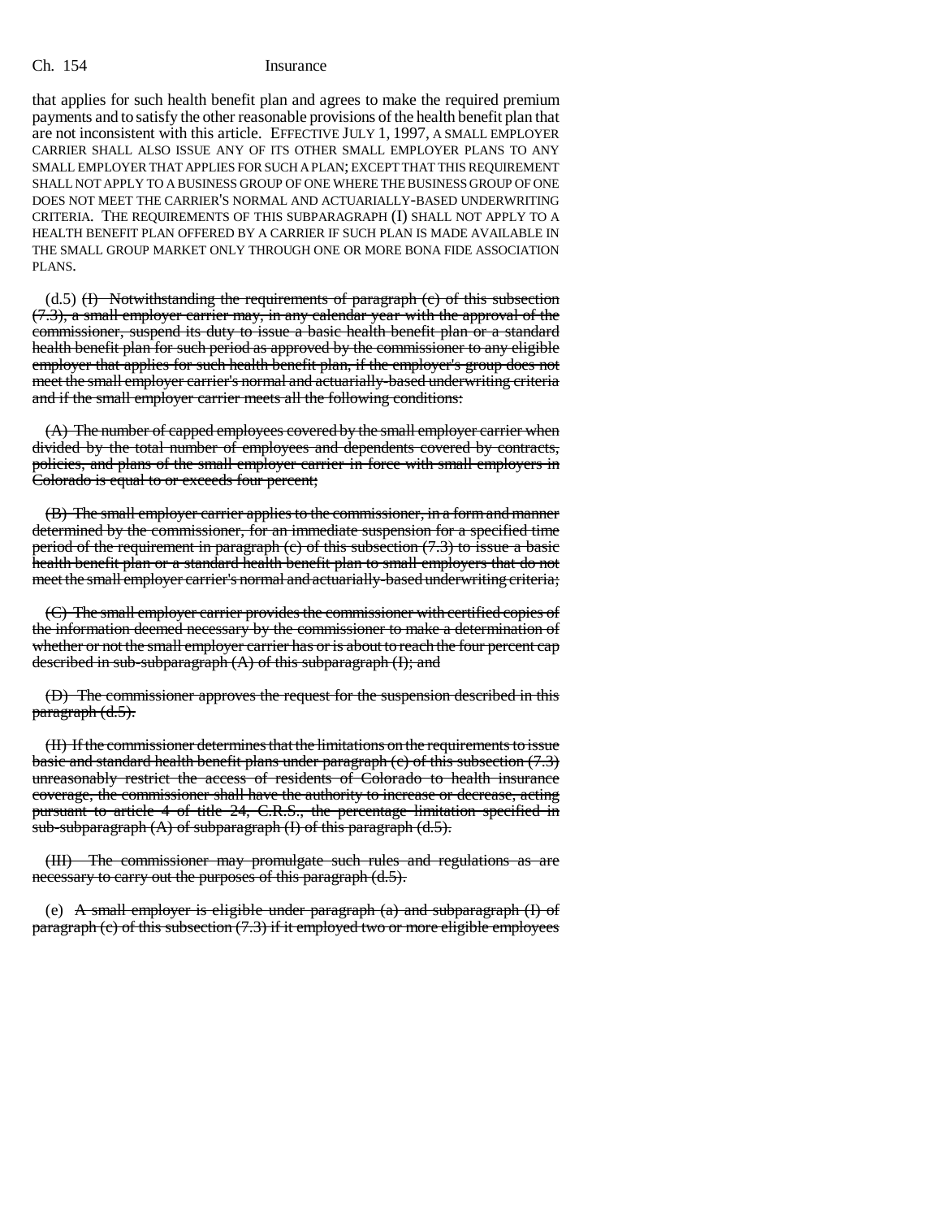that applies for such health benefit plan and agrees to make the required premium payments and to satisfy the other reasonable provisions of the health benefit plan that are not inconsistent with this article. EFFECTIVE JULY 1, 1997, A SMALL EMPLOYER CARRIER SHALL ALSO ISSUE ANY OF ITS OTHER SMALL EMPLOYER PLANS TO ANY SMALL EMPLOYER THAT APPLIES FOR SUCH A PLAN; EXCEPT THAT THIS REQUIREMENT SHALL NOT APPLY TO A BUSINESS GROUP OF ONE WHERE THE BUSINESS GROUP OF ONE DOES NOT MEET THE CARRIER'S NORMAL AND ACTUARIALLY-BASED UNDERWRITING CRITERIA. THE REQUIREMENTS OF THIS SUBPARAGRAPH (I) SHALL NOT APPLY TO A HEALTH BENEFIT PLAN OFFERED BY A CARRIER IF SUCH PLAN IS MADE AVAILABLE IN THE SMALL GROUP MARKET ONLY THROUGH ONE OR MORE BONA FIDE ASSOCIATION PLANS.

(d.5) ~~(I) Notwithstanding the requirements of paragraph (c) of this subsection (7.3), a small employer carrier may, in any calendar year with the approval of the commissioner, suspend its duty to issue a basic health benefit plan or a standard health benefit plan for such period as approved by the commissioner to any eligible employer that applies for such health benefit plan, if the employer's group does not meet the small employer carrier's normal and actuarially-based underwriting criteria and if the small employer carrier meets all the following conditions:~~

~~(A) The number of capped employees covered by the small employer carrier when divided by the total number of employees and dependents covered by contracts, policies, and plans of the small employer carrier in force with small employers in Colorado is equal to or exceeds four percent;~~

~~(B) The small employer carrier applies to the commissioner, in a form and manner determined by the commissioner, for an immediate suspension for a specified time period of the requirement in paragraph (c) of this subsection (7.3) to issue a basic health benefit plan or a standard health benefit plan to small employers that do not meet the small employer carrier's normal and actuarially-based underwriting criteria;~~

~~(C) The small employer carrier provides the commissioner with certified copies of the information deemed necessary by the commissioner to make a determination of whether or not the small employer carrier has or is about to reach the four percent cap described in sub-subparagraph (A) of this subparagraph (I); and~~

~~(D) The commissioner approves the request for the suspension described in this paragraph (d.5).~~

~~(II) If the commissioner determines that the limitations on the requirements to issue basic and standard health benefit plans under paragraph (c) of this subsection (7.3) unreasonably restrict the access of residents of Colorado to health insurance coverage, the commissioner shall have the authority to increase or decrease, acting pursuant to article 4 of title 24, C.R.S., the percentage limitation specified in sub-subparagraph (A) of subparagraph (I) of this paragraph (d.5).~~

~~(III) The commissioner may promulgate such rules and regulations as are necessary to carry out the purposes of this paragraph (d.5).~~

(e) ~~A small employer is eligible under paragraph (a) and subparagraph (I) of paragraph (c) of this subsection (7.3) if it employed two or more eligible employees~~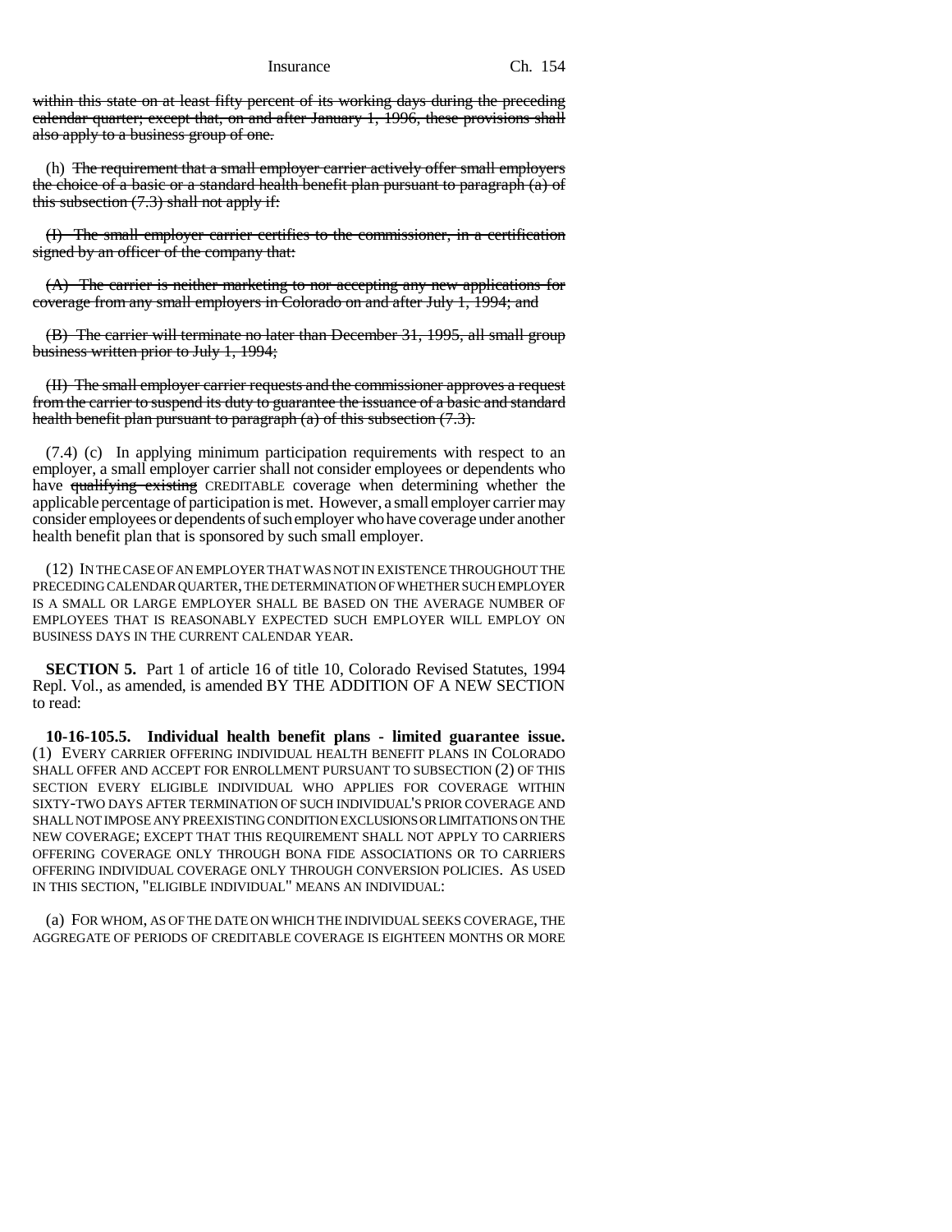within this state on at least fifty percent of its working days during the preceding calendar quarter; except that, on and after January 1, 1996, these provisions shall also apply to a business group of one.

(h) The requirement that a small employer carrier actively offer small employers the choice of a basic or a standard health benefit plan pursuant to paragraph (a) of this subsection (7.3) shall not apply if:

(I) The small employer carrier certifies to the commissioner, in a certification signed by an officer of the company that:

(A) The carrier is neither marketing to nor accepting any new applications for coverage from any small employers in Colorado on and after July 1, 1994; and

(B) The carrier will terminate no later than December 31, 1995, all small group business written prior to July 1, 1994;

(II) The small employer carrier requests and the commissioner approves a request from the carrier to suspend its duty to guarantee the issuance of a basic and standard health benefit plan pursuant to paragraph (a) of this subsection (7.3).

(7.4) (c) In applying minimum participation requirements with respect to an employer, a small employer carrier shall not consider employees or dependents who have qualifying existing CREDITABLE coverage when determining whether the applicable percentage of participation is met. However, a small employer carrier may consider employees or dependents of such employer who have coverage under another health benefit plan that is sponsored by such small employer.

(12) IN THE CASE OF AN EMPLOYER THAT WAS NOT IN EXISTENCE THROUGHOUT THE PRECEDING CALENDAR QUARTER, THE DETERMINATION OF WHETHER SUCH EMPLOYER IS A SMALL OR LARGE EMPLOYER SHALL BE BASED ON THE AVERAGE NUMBER OF EMPLOYEES THAT IS REASONABLY EXPECTED SUCH EMPLOYER WILL EMPLOY ON BUSINESS DAYS IN THE CURRENT CALENDAR YEAR.

**SECTION 5.** Part 1 of article 16 of title 10, Colorado Revised Statutes, 1994 Repl. Vol., as amended, is amended BY THE ADDITION OF A NEW SECTION to read:

**10-16-105.5. Individual health benefit plans - limited guarantee issue.** (1) EVERY CARRIER OFFERING INDIVIDUAL HEALTH BENEFIT PLANS IN COLORADO SHALL OFFER AND ACCEPT FOR ENROLLMENT PURSUANT TO SUBSECTION (2) OF THIS SECTION EVERY ELIGIBLE INDIVIDUAL WHO APPLIES FOR COVERAGE WITHIN SIXTY-TWO DAYS AFTER TERMINATION OF SUCH INDIVIDUAL'S PRIOR COVERAGE AND SHALL NOT IMPOSE ANY PREEXISTING CONDITION EXCLUSIONS OR LIMITATIONS ON THE NEW COVERAGE; EXCEPT THAT THIS REQUIREMENT SHALL NOT APPLY TO CARRIERS OFFERING COVERAGE ONLY THROUGH BONA FIDE ASSOCIATIONS OR TO CARRIERS OFFERING INDIVIDUAL COVERAGE ONLY THROUGH CONVERSION POLICIES. AS USED IN THIS SECTION, "ELIGIBLE INDIVIDUAL" MEANS AN INDIVIDUAL:

(a) FOR WHOM, AS OF THE DATE ON WHICH THE INDIVIDUAL SEEKS COVERAGE, THE AGGREGATE OF PERIODS OF CREDITABLE COVERAGE IS EIGHTEEN MONTHS OR MORE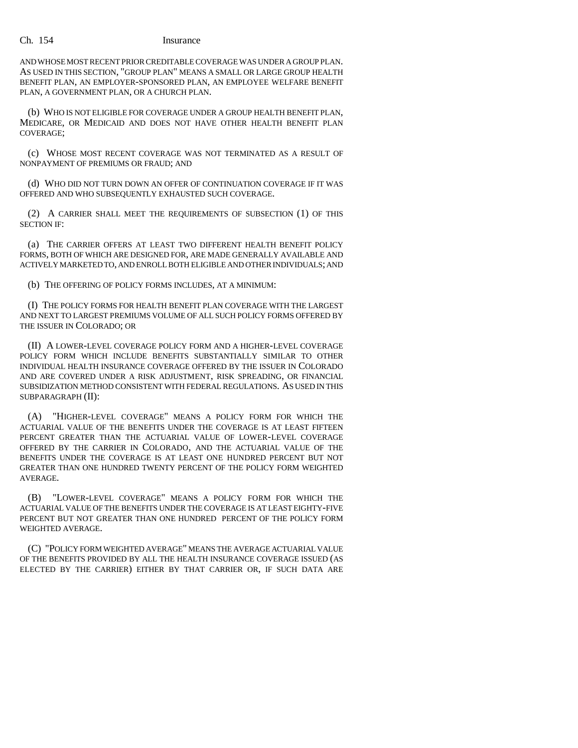AND WHOSE MOST RECENT PRIOR CREDITABLE COVERAGE WAS UNDER A GROUP PLAN. AS USED IN THIS SECTION, "GROUP PLAN" MEANS A SMALL OR LARGE GROUP HEALTH BENEFIT PLAN, AN EMPLOYER-SPONSORED PLAN, AN EMPLOYEE WELFARE BENEFIT PLAN, A GOVERNMENT PLAN, OR A CHURCH PLAN.

(b) WHO IS NOT ELIGIBLE FOR COVERAGE UNDER A GROUP HEALTH BENEFIT PLAN, MEDICARE, OR MEDICAID AND DOES NOT HAVE OTHER HEALTH BENEFIT PLAN COVERAGE;

(c) WHOSE MOST RECENT COVERAGE WAS NOT TERMINATED AS A RESULT OF NONPAYMENT OF PREMIUMS OR FRAUD; AND

(d) WHO DID NOT TURN DOWN AN OFFER OF CONTINUATION COVERAGE IF IT WAS OFFERED AND WHO SUBSEQUENTLY EXHAUSTED SUCH COVERAGE.

(2) A CARRIER SHALL MEET THE REQUIREMENTS OF SUBSECTION (1) OF THIS SECTION IF:

(a) THE CARRIER OFFERS AT LEAST TWO DIFFERENT HEALTH BENEFIT POLICY FORMS, BOTH OF WHICH ARE DESIGNED FOR, ARE MADE GENERALLY AVAILABLE AND ACTIVELY MARKETED TO, AND ENROLL BOTH ELIGIBLE AND OTHER INDIVIDUALS; AND

(b) THE OFFERING OF POLICY FORMS INCLUDES, AT A MINIMUM:

(I) THE POLICY FORMS FOR HEALTH BENEFIT PLAN COVERAGE WITH THE LARGEST AND NEXT TO LARGEST PREMIUMS VOLUME OF ALL SUCH POLICY FORMS OFFERED BY THE ISSUER IN COLORADO; OR

(II) A LOWER-LEVEL COVERAGE POLICY FORM AND A HIGHER-LEVEL COVERAGE POLICY FORM WHICH INCLUDE BENEFITS SUBSTANTIALLY SIMILAR TO OTHER INDIVIDUAL HEALTH INSURANCE COVERAGE OFFERED BY THE ISSUER IN COLORADO AND ARE COVERED UNDER A RISK ADJUSTMENT, RISK SPREADING, OR FINANCIAL SUBSIDIZATION METHOD CONSISTENT WITH FEDERAL REGULATIONS. AS USED IN THIS SUBPARAGRAPH (II):

(A) "HIGHER-LEVEL COVERAGE" MEANS A POLICY FORM FOR WHICH THE ACTUARIAL VALUE OF THE BENEFITS UNDER THE COVERAGE IS AT LEAST FIFTEEN PERCENT GREATER THAN THE ACTUARIAL VALUE OF LOWER-LEVEL COVERAGE OFFERED BY THE CARRIER IN COLORADO, AND THE ACTUARIAL VALUE OF THE BENEFITS UNDER THE COVERAGE IS AT LEAST ONE HUNDRED PERCENT BUT NOT GREATER THAN ONE HUNDRED TWENTY PERCENT OF THE POLICY FORM WEIGHTED AVERAGE.

(B) "LOWER-LEVEL COVERAGE" MEANS A POLICY FORM FOR WHICH THE ACTUARIAL VALUE OF THE BENEFITS UNDER THE COVERAGE IS AT LEAST EIGHTY-FIVE PERCENT BUT NOT GREATER THAN ONE HUNDRED PERCENT OF THE POLICY FORM WEIGHTED AVERAGE.

(C) "POLICY FORM WEIGHTED AVERAGE" MEANS THE AVERAGE ACTUARIAL VALUE OF THE BENEFITS PROVIDED BY ALL THE HEALTH INSURANCE COVERAGE ISSUED (AS ELECTED BY THE CARRIER) EITHER BY THAT CARRIER OR, IF SUCH DATA ARE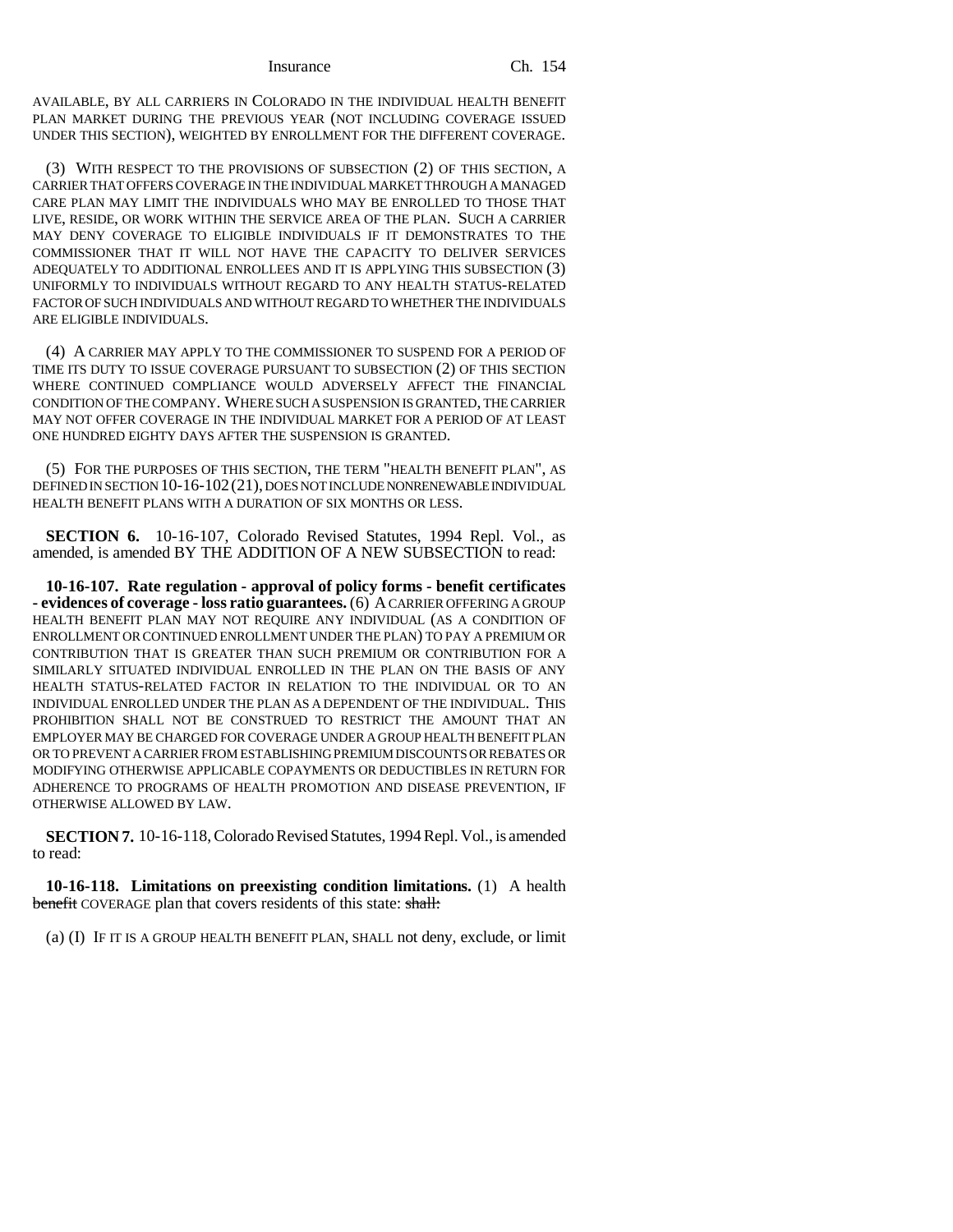AVAILABLE, BY ALL CARRIERS IN COLORADO IN THE INDIVIDUAL HEALTH BENEFIT PLAN MARKET DURING THE PREVIOUS YEAR (NOT INCLUDING COVERAGE ISSUED UNDER THIS SECTION), WEIGHTED BY ENROLLMENT FOR THE DIFFERENT COVERAGE.

(3) WITH RESPECT TO THE PROVISIONS OF SUBSECTION (2) OF THIS SECTION, A CARRIER THAT OFFERS COVERAGE IN THE INDIVIDUAL MARKET THROUGH A MANAGED CARE PLAN MAY LIMIT THE INDIVIDUALS WHO MAY BE ENROLLED TO THOSE THAT LIVE, RESIDE, OR WORK WITHIN THE SERVICE AREA OF THE PLAN. SUCH A CARRIER MAY DENY COVERAGE TO ELIGIBLE INDIVIDUALS IF IT DEMONSTRATES TO THE COMMISSIONER THAT IT WILL NOT HAVE THE CAPACITY TO DELIVER SERVICES ADEQUATELY TO ADDITIONAL ENROLLEES AND IT IS APPLYING THIS SUBSECTION (3) UNIFORMLY TO INDIVIDUALS WITHOUT REGARD TO ANY HEALTH STATUS-RELATED FACTOR OF SUCH INDIVIDUALS AND WITHOUT REGARD TO WHETHER THE INDIVIDUALS ARE ELIGIBLE INDIVIDUALS.

(4) A CARRIER MAY APPLY TO THE COMMISSIONER TO SUSPEND FOR A PERIOD OF TIME ITS DUTY TO ISSUE COVERAGE PURSUANT TO SUBSECTION (2) OF THIS SECTION WHERE CONTINUED COMPLIANCE WOULD ADVERSELY AFFECT THE FINANCIAL CONDITION OF THE COMPANY. WHERE SUCH A SUSPENSION IS GRANTED, THE CARRIER MAY NOT OFFER COVERAGE IN THE INDIVIDUAL MARKET FOR A PERIOD OF AT LEAST ONE HUNDRED EIGHTY DAYS AFTER THE SUSPENSION IS GRANTED.

(5) FOR THE PURPOSES OF THIS SECTION, THE TERM "HEALTH BENEFIT PLAN", AS DEFINED IN SECTION 10-16-102 (21), DOES NOT INCLUDE NONRENEWABLE INDIVIDUAL HEALTH BENEFIT PLANS WITH A DURATION OF SIX MONTHS OR LESS.

**SECTION 6.** 10-16-107, Colorado Revised Statutes, 1994 Repl. Vol., as amended, is amended BY THE ADDITION OF A NEW SUBSECTION to read:

**10-16-107. Rate regulation - approval of policy forms - benefit certificates - evidences of coverage - loss ratio guarantees.** (6) A CARRIER OFFERING A GROUP HEALTH BENEFIT PLAN MAY NOT REQUIRE ANY INDIVIDUAL (AS A CONDITION OF ENROLLMENT OR CONTINUED ENROLLMENT UNDER THE PLAN) TO PAY A PREMIUM OR CONTRIBUTION THAT IS GREATER THAN SUCH PREMIUM OR CONTRIBUTION FOR A SIMILARLY SITUATED INDIVIDUAL ENROLLED IN THE PLAN ON THE BASIS OF ANY HEALTH STATUS-RELATED FACTOR IN RELATION TO THE INDIVIDUAL OR TO AN INDIVIDUAL ENROLLED UNDER THE PLAN AS A DEPENDENT OF THE INDIVIDUAL. THIS PROHIBITION SHALL NOT BE CONSTRUED TO RESTRICT THE AMOUNT THAT AN EMPLOYER MAY BE CHARGED FOR COVERAGE UNDER A GROUP HEALTH BENEFIT PLAN OR TO PREVENT A CARRIER FROM ESTABLISHING PREMIUM DISCOUNTS OR REBATES OR MODIFYING OTHERWISE APPLICABLE COPAYMENTS OR DEDUCTIBLES IN RETURN FOR ADHERENCE TO PROGRAMS OF HEALTH PROMOTION AND DISEASE PREVENTION, IF OTHERWISE ALLOWED BY LAW.

**SECTION 7.** 10-16-118, Colorado Revised Statutes, 1994 Repl. Vol., is amended to read:

**10-16-118. Limitations on preexisting condition limitations.** (1) A health ~~benefit~~ COVERAGE plan that covers residents of this state: ~~shall:~~

(a) (I) IF IT IS A GROUP HEALTH BENEFIT PLAN, SHALL not deny, exclude, or limit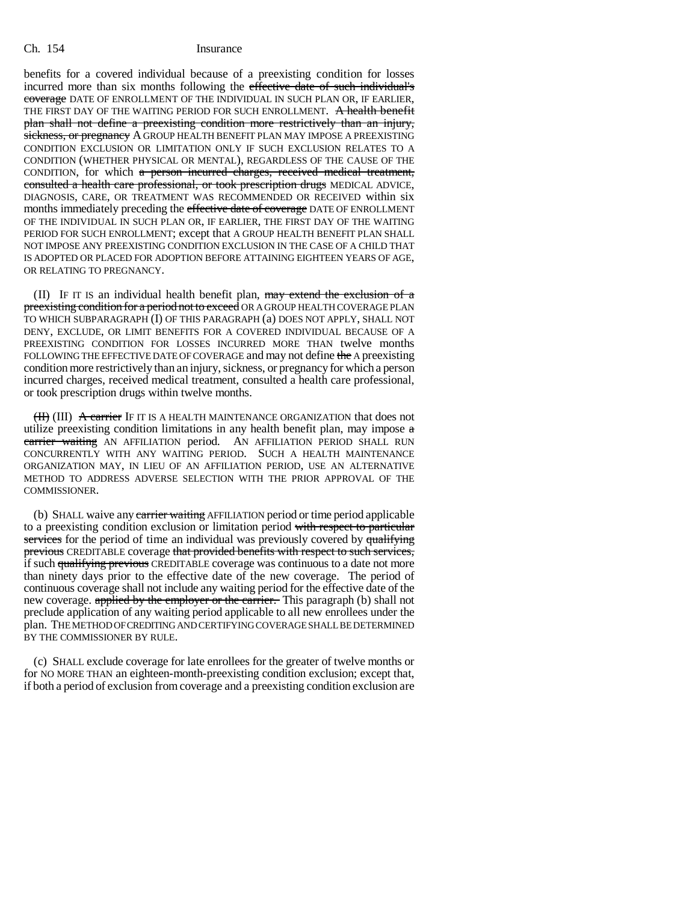benefits for a covered individual because of a preexisting condition for losses incurred more than six months following the effective date of such individual's coverage DATE OF ENROLLMENT OF THE INDIVIDUAL IN SUCH PLAN OR, IF EARLIER, THE FIRST DAY OF THE WAITING PERIOD FOR SUCH ENROLLMENT. A health benefit plan shall not define a preexisting condition more restrictively than an injury, sickness, or pregnancy A GROUP HEALTH BENEFIT PLAN MAY IMPOSE A PREEXISTING CONDITION EXCLUSION OR LIMITATION ONLY IF SUCH EXCLUSION RELATES TO A CONDITION (WHETHER PHYSICAL OR MENTAL), REGARDLESS OF THE CAUSE OF THE CONDITION, for which a person incurred charges, received medical treatment, consulted a health care professional, or took prescription drugs MEDICAL ADVICE, DIAGNOSIS, CARE, OR TREATMENT WAS RECOMMENDED OR RECEIVED within six months immediately preceding the effective date of coverage DATE OF ENROLLMENT OF THE INDIVIDUAL IN SUCH PLAN OR, IF EARLIER, THE FIRST DAY OF THE WAITING PERIOD FOR SUCH ENROLLMENT; except that A GROUP HEALTH BENEFIT PLAN SHALL NOT IMPOSE ANY PREEXISTING CONDITION EXCLUSION IN THE CASE OF A CHILD THAT IS ADOPTED OR PLACED FOR ADOPTION BEFORE ATTAINING EIGHTEEN YEARS OF AGE, OR RELATING TO PREGNANCY.

(II) IF IT IS an individual health benefit plan, may extend the exclusion of a preexisting condition for a period not to exceed OR A GROUP HEALTH COVERAGE PLAN TO WHICH SUBPARAGRAPH (I) OF THIS PARAGRAPH (a) DOES NOT APPLY, SHALL NOT DENY, EXCLUDE, OR LIMIT BENEFITS FOR A COVERED INDIVIDUAL BECAUSE OF A PREEXISTING CONDITION FOR LOSSES INCURRED MORE THAN twelve months FOLLOWING THE EFFECTIVE DATE OF COVERAGE and may not define the A preexisting condition more restrictively than an injury, sickness, or pregnancy for which a person incurred charges, received medical treatment, consulted a health care professional, or took prescription drugs within twelve months.

(II) (III) A carrier IF IT IS A HEALTH MAINTENANCE ORGANIZATION that does not utilize preexisting condition limitations in any health benefit plan, may impose a carrier waiting AN AFFILIATION period. AN AFFILIATION PERIOD SHALL RUN CONCURRENTLY WITH ANY WAITING PERIOD. SUCH A HEALTH MAINTENANCE ORGANIZATION MAY, IN LIEU OF AN AFFILIATION PERIOD, USE AN ALTERNATIVE METHOD TO ADDRESS ADVERSE SELECTION WITH THE PRIOR APPROVAL OF THE COMMISSIONER.

(b) SHALL waive any carrier waiting AFFILIATION period or time period applicable to a preexisting condition exclusion or limitation period with respect to particular services for the period of time an individual was previously covered by qualifying previous CREDITABLE coverage that provided benefits with respect to such services, if such qualifying previous CREDITABLE coverage was continuous to a date not more than ninety days prior to the effective date of the new coverage. The period of continuous coverage shall not include any waiting period for the effective date of the new coverage. applied by the employer or the carrier. This paragraph (b) shall not preclude application of any waiting period applicable to all new enrollees under the plan. THE METHOD OF CREDITING AND CERTIFYING COVERAGE SHALL BE DETERMINED BY THE COMMISSIONER BY RULE.

(c) SHALL exclude coverage for late enrollees for the greater of twelve months or for NO MORE THAN an eighteen-month-preexisting condition exclusion; except that, if both a period of exclusion from coverage and a preexisting condition exclusion are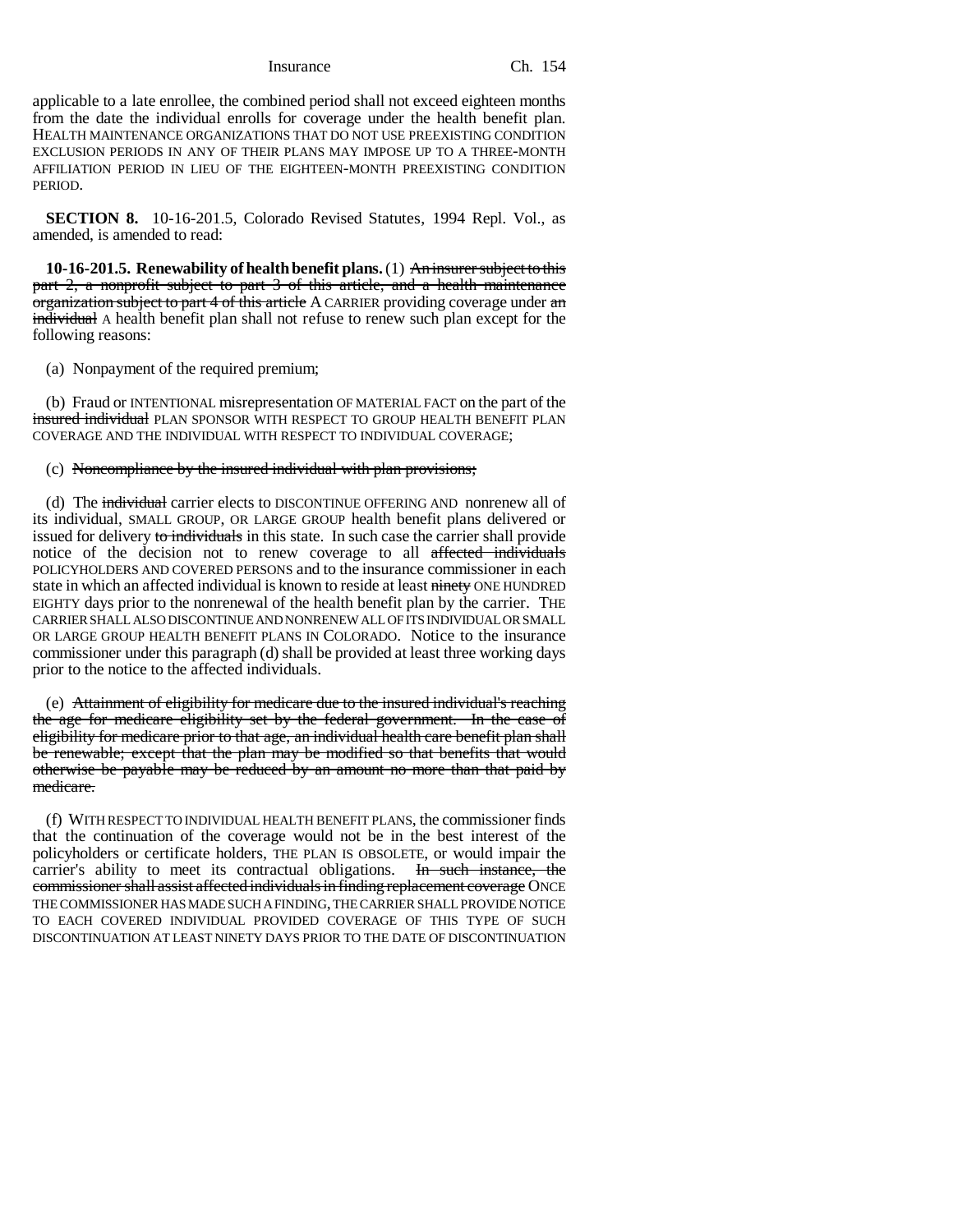applicable to a late enrollee, the combined period shall not exceed eighteen months from the date the individual enrolls for coverage under the health benefit plan. HEALTH MAINTENANCE ORGANIZATIONS THAT DO NOT USE PREEXISTING CONDITION EXCLUSION PERIODS IN ANY OF THEIR PLANS MAY IMPOSE UP TO A THREE-MONTH AFFILIATION PERIOD IN LIEU OF THE EIGHTEEN-MONTH PREEXISTING CONDITION PERIOD.

**SECTION 8.** 10-16-201.5, Colorado Revised Statutes, 1994 Repl. Vol., as amended, is amended to read:

**10-16-201.5. Renewability of health benefit plans.** (1) ~~An insurer subject to this part 2, a nonprofit subject to part 3 of this article, and a health maintenance organization subject to part 4 of this article~~ A CARRIER providing coverage under ~~an individual~~ A health benefit plan shall not refuse to renew such plan except for the following reasons:

(a) Nonpayment of the required premium;

(b) Fraud or INTENTIONAL misrepresentation OF MATERIAL FACT on the part of the ~~insured individual~~ PLAN SPONSOR WITH RESPECT TO GROUP HEALTH BENEFIT PLAN COVERAGE AND THE INDIVIDUAL WITH RESPECT TO INDIVIDUAL COVERAGE;

(c) ~~Noncompliance by the insured individual with plan provisions;~~

(d) The ~~individual~~ carrier elects to DISCONTINUE OFFERING AND nonrenew all of its individual, SMALL GROUP, OR LARGE GROUP health benefit plans delivered or issued for delivery ~~to individuals~~ in this state. In such case the carrier shall provide notice of the decision not to renew coverage to all ~~affected individuals~~ POLICYHOLDERS AND COVERED PERSONS and to the insurance commissioner in each state in which an affected individual is known to reside at least ~~ninety~~ ONE HUNDRED EIGHTY days prior to the nonrenewal of the health benefit plan by the carrier. THE CARRIER SHALL ALSO DISCONTINUE AND NONRENEW ALL OF ITS INDIVIDUAL OR SMALL OR LARGE GROUP HEALTH BENEFIT PLANS IN COLORADO. Notice to the insurance commissioner under this paragraph (d) shall be provided at least three working days prior to the notice to the affected individuals.

(e) ~~Attainment of eligibility for medicare due to the insured individual's reaching the age for medicare eligibility set by the federal government. In the case of eligibility for medicare prior to that age, an individual health care benefit plan shall be renewable; except that the plan may be modified so that benefits that would otherwise be payable may be reduced by an amount no more than that paid by medicare.~~

(f) WITH RESPECT TO INDIVIDUAL HEALTH BENEFIT PLANS, the commissioner finds that the continuation of the coverage would not be in the best interest of the policyholders or certificate holders, THE PLAN IS OBSOLETE, or would impair the carrier's ability to meet its contractual obligations. ~~In such instance, the commissioner shall assist affected individuals in finding replacement coverage~~ ONCE THE COMMISSIONER HAS MADE SUCH A FINDING, THE CARRIER SHALL PROVIDE NOTICE TO EACH COVERED INDIVIDUAL PROVIDED COVERAGE OF THIS TYPE OF SUCH DISCONTINUATION AT LEAST NINETY DAYS PRIOR TO THE DATE OF DISCONTINUATION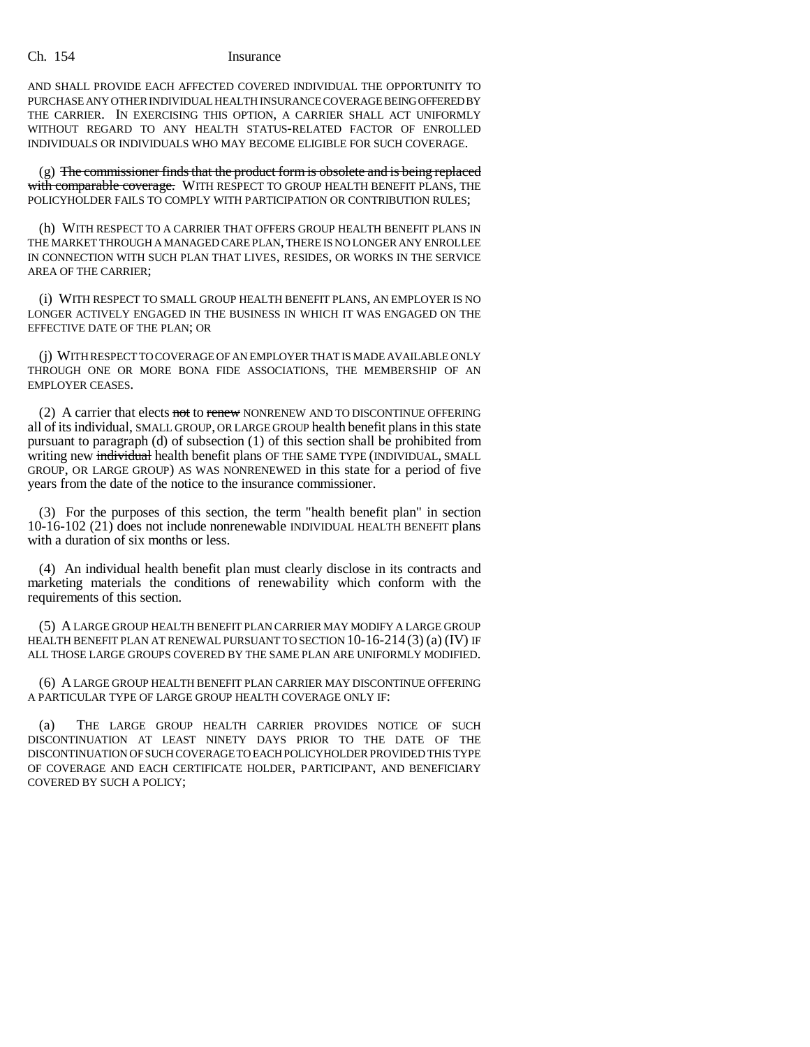AND SHALL PROVIDE EACH AFFECTED COVERED INDIVIDUAL THE OPPORTUNITY TO PURCHASE ANY OTHER INDIVIDUAL HEALTH INSURANCE COVERAGE BEING OFFERED BY THE CARRIER. IN EXERCISING THIS OPTION, A CARRIER SHALL ACT UNIFORMLY WITHOUT REGARD TO ANY HEALTH STATUS-RELATED FACTOR OF ENROLLED INDIVIDUALS OR INDIVIDUALS WHO MAY BECOME ELIGIBLE FOR SUCH COVERAGE.

(g) ~~The commissioner finds that the product form is obsolete and is being replaced with comparable coverage.~~ WITH RESPECT TO GROUP HEALTH BENEFIT PLANS, THE POLICYHOLDER FAILS TO COMPLY WITH PARTICIPATION OR CONTRIBUTION RULES;

(h) WITH RESPECT TO A CARRIER THAT OFFERS GROUP HEALTH BENEFIT PLANS IN THE MARKET THROUGH A MANAGED CARE PLAN, THERE IS NO LONGER ANY ENROLLEE IN CONNECTION WITH SUCH PLAN THAT LIVES, RESIDES, OR WORKS IN THE SERVICE AREA OF THE CARRIER;

(i) WITH RESPECT TO SMALL GROUP HEALTH BENEFIT PLANS, AN EMPLOYER IS NO LONGER ACTIVELY ENGAGED IN THE BUSINESS IN WHICH IT WAS ENGAGED ON THE EFFECTIVE DATE OF THE PLAN; OR

(j) WITH RESPECT TO COVERAGE OF AN EMPLOYER THAT IS MADE AVAILABLE ONLY THROUGH ONE OR MORE BONA FIDE ASSOCIATIONS, THE MEMBERSHIP OF AN EMPLOYER CEASES.

(2) A carrier that elects ~~not~~ to ~~renew~~ NONRENEW AND TO DISCONTINUE OFFERING all of its individual, SMALL GROUP, OR LARGE GROUP health benefit plans in this state pursuant to paragraph (d) of subsection (1) of this section shall be prohibited from writing new ~~individual~~ health benefit plans OF THE SAME TYPE (INDIVIDUAL, SMALL GROUP, OR LARGE GROUP) AS WAS NONRENEWED in this state for a period of five years from the date of the notice to the insurance commissioner.

(3) For the purposes of this section, the term "health benefit plan" in section 10-16-102 (21) does not include nonrenewable INDIVIDUAL HEALTH BENEFIT plans with a duration of six months or less.

(4) An individual health benefit plan must clearly disclose in its contracts and marketing materials the conditions of renewability which conform with the requirements of this section.

(5) A LARGE GROUP HEALTH BENEFIT PLAN CARRIER MAY MODIFY A LARGE GROUP HEALTH BENEFIT PLAN AT RENEWAL PURSUANT TO SECTION 10-16-214 (3) (a) (IV) IF ALL THOSE LARGE GROUPS COVERED BY THE SAME PLAN ARE UNIFORMLY MODIFIED.

(6) A LARGE GROUP HEALTH BENEFIT PLAN CARRIER MAY DISCONTINUE OFFERING A PARTICULAR TYPE OF LARGE GROUP HEALTH COVERAGE ONLY IF:

(a) THE LARGE GROUP HEALTH CARRIER PROVIDES NOTICE OF SUCH DISCONTINUATION AT LEAST NINETY DAYS PRIOR TO THE DATE OF THE DISCONTINUATION OF SUCH COVERAGE TO EACH POLICYHOLDER PROVIDED THIS TYPE OF COVERAGE AND EACH CERTIFICATE HOLDER, PARTICIPANT, AND BENEFICIARY COVERED BY SUCH A POLICY;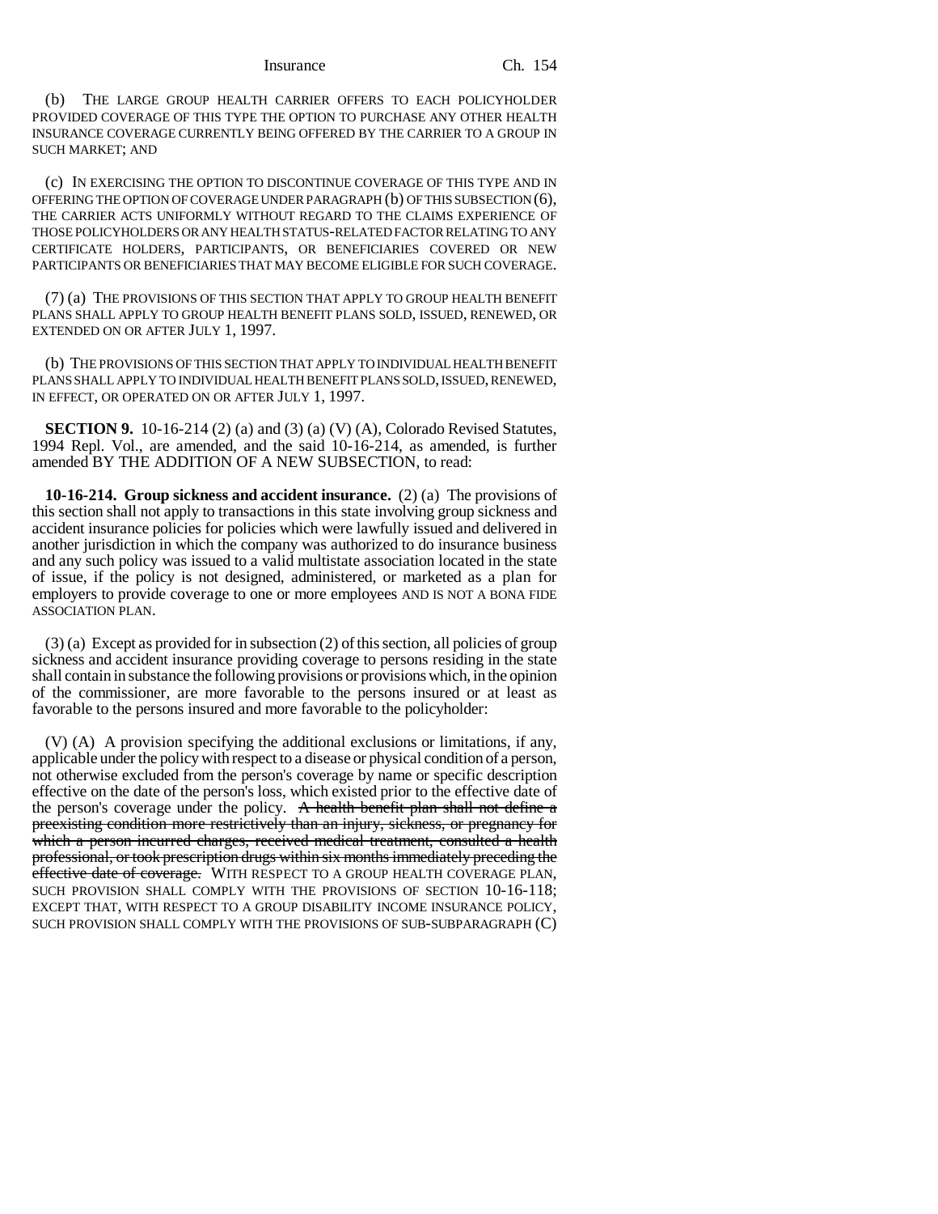(b) THE LARGE GROUP HEALTH CARRIER OFFERS TO EACH POLICYHOLDER PROVIDED COVERAGE OF THIS TYPE THE OPTION TO PURCHASE ANY OTHER HEALTH INSURANCE COVERAGE CURRENTLY BEING OFFERED BY THE CARRIER TO A GROUP IN SUCH MARKET; AND

(c) IN EXERCISING THE OPTION TO DISCONTINUE COVERAGE OF THIS TYPE AND IN OFFERING THE OPTION OF COVERAGE UNDER PARAGRAPH (b) OF THIS SUBSECTION (6), THE CARRIER ACTS UNIFORMLY WITHOUT REGARD TO THE CLAIMS EXPERIENCE OF THOSE POLICYHOLDERS OR ANY HEALTH STATUS-RELATED FACTOR RELATING TO ANY CERTIFICATE HOLDERS, PARTICIPANTS, OR BENEFICIARIES COVERED OR NEW PARTICIPANTS OR BENEFICIARIES THAT MAY BECOME ELIGIBLE FOR SUCH COVERAGE.

(7) (a) THE PROVISIONS OF THIS SECTION THAT APPLY TO GROUP HEALTH BENEFIT PLANS SHALL APPLY TO GROUP HEALTH BENEFIT PLANS SOLD, ISSUED, RENEWED, OR EXTENDED ON OR AFTER JULY 1, 1997.

(b) THE PROVISIONS OF THIS SECTION THAT APPLY TO INDIVIDUAL HEALTH BENEFIT PLANS SHALL APPLY TO INDIVIDUAL HEALTH BENEFIT PLANS SOLD, ISSUED, RENEWED, IN EFFECT, OR OPERATED ON OR AFTER JULY 1, 1997.

**SECTION 9.** 10-16-214 (2) (a) and (3) (a) (V) (A), Colorado Revised Statutes, 1994 Repl. Vol., are amended, and the said 10-16-214, as amended, is further amended BY THE ADDITION OF A NEW SUBSECTION, to read:

**10-16-214. Group sickness and accident insurance.** (2) (a) The provisions of this section shall not apply to transactions in this state involving group sickness and accident insurance policies for policies which were lawfully issued and delivered in another jurisdiction in which the company was authorized to do insurance business and any such policy was issued to a valid multistate association located in the state of issue, if the policy is not designed, administered, or marketed as a plan for employers to provide coverage to one or more employees AND IS NOT A BONA FIDE ASSOCIATION PLAN.

(3) (a) Except as provided for in subsection (2) of this section, all policies of group sickness and accident insurance providing coverage to persons residing in the state shall contain in substance the following provisions or provisions which, in the opinion of the commissioner, are more favorable to the persons insured or at least as favorable to the persons insured and more favorable to the policyholder:

(V) (A) A provision specifying the additional exclusions or limitations, if any, applicable under the policy with respect to a disease or physical condition of a person, not otherwise excluded from the person's coverage by name or specific description effective on the date of the person's loss, which existed prior to the effective date of the person's coverage under the policy. ~~A health benefit plan shall not define a preexisting condition more restrictively than an injury, sickness, or pregnancy for which a person incurred charges, received medical treatment, consulted a health professional, or took prescription drugs within six months immediately preceding the effective date of coverage.~~ WITH RESPECT TO A GROUP HEALTH COVERAGE PLAN, SUCH PROVISION SHALL COMPLY WITH THE PROVISIONS OF SECTION 10-16-118; EXCEPT THAT, WITH RESPECT TO A GROUP DISABILITY INCOME INSURANCE POLICY, SUCH PROVISION SHALL COMPLY WITH THE PROVISIONS OF SUB-SUBPARAGRAPH (C)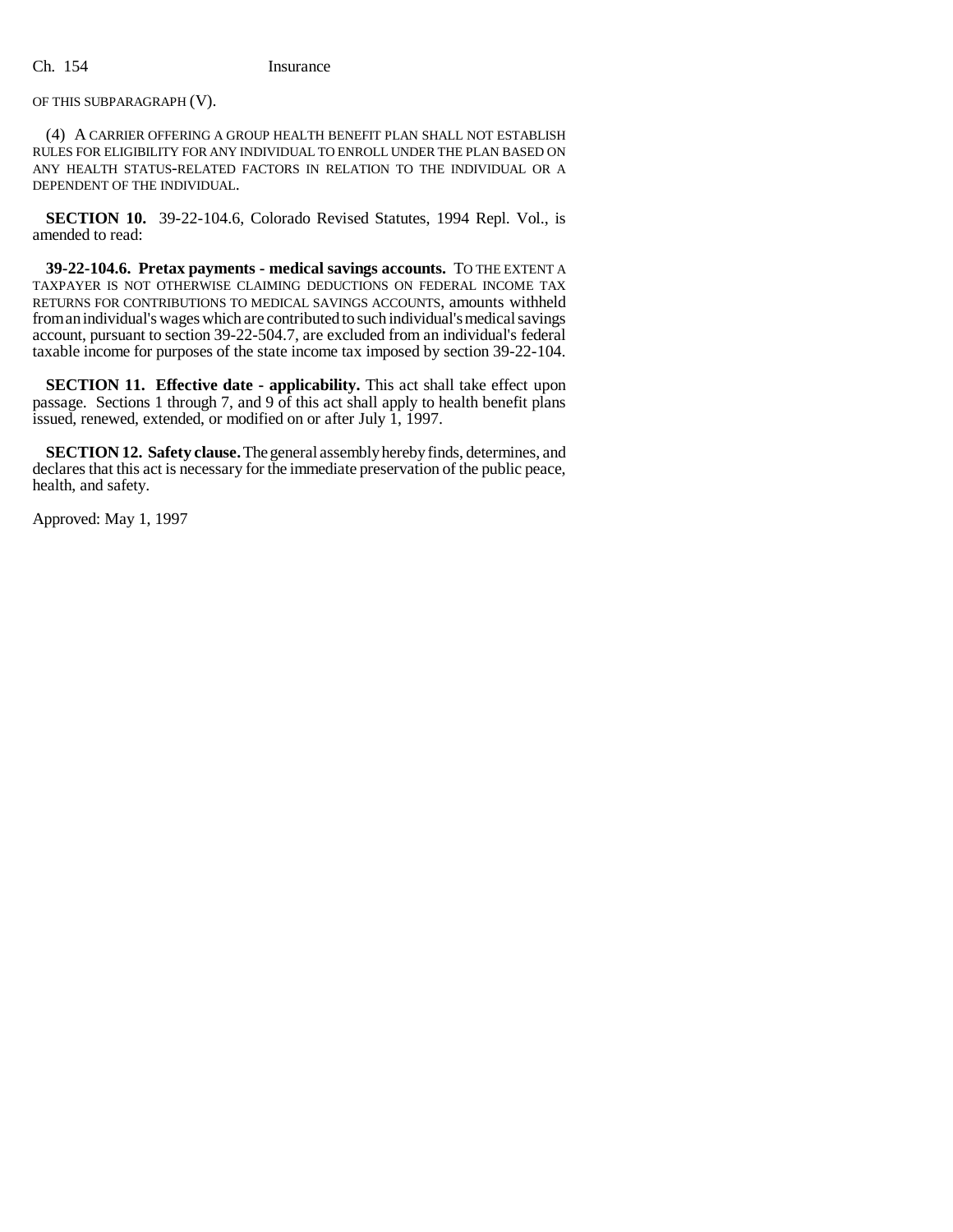OF THIS SUBPARAGRAPH (V).

(4) A CARRIER OFFERING A GROUP HEALTH BENEFIT PLAN SHALL NOT ESTABLISH RULES FOR ELIGIBILITY FOR ANY INDIVIDUAL TO ENROLL UNDER THE PLAN BASED ON ANY HEALTH STATUS-RELATED FACTORS IN RELATION TO THE INDIVIDUAL OR A DEPENDENT OF THE INDIVIDUAL.

**SECTION 10.** 39-22-104.6, Colorado Revised Statutes, 1994 Repl. Vol., is amended to read:

**39-22-104.6. Pretax payments - medical savings accounts.** TO THE EXTENT A TAXPAYER IS NOT OTHERWISE CLAIMING DEDUCTIONS ON FEDERAL INCOME TAX RETURNS FOR CONTRIBUTIONS TO MEDICAL SAVINGS ACCOUNTS, amounts withheld from an individual's wages which are contributed to such individual's medical savings account, pursuant to section 39-22-504.7, are excluded from an individual's federal taxable income for purposes of the state income tax imposed by section 39-22-104.

**SECTION 11. Effective date - applicability.** This act shall take effect upon passage. Sections 1 through 7, and 9 of this act shall apply to health benefit plans issued, renewed, extended, or modified on or after July 1, 1997.

**SECTION 12. Safety clause.** The general assembly hereby finds, determines, and declares that this act is necessary for the immediate preservation of the public peace, health, and safety.

Approved: May 1, 1997